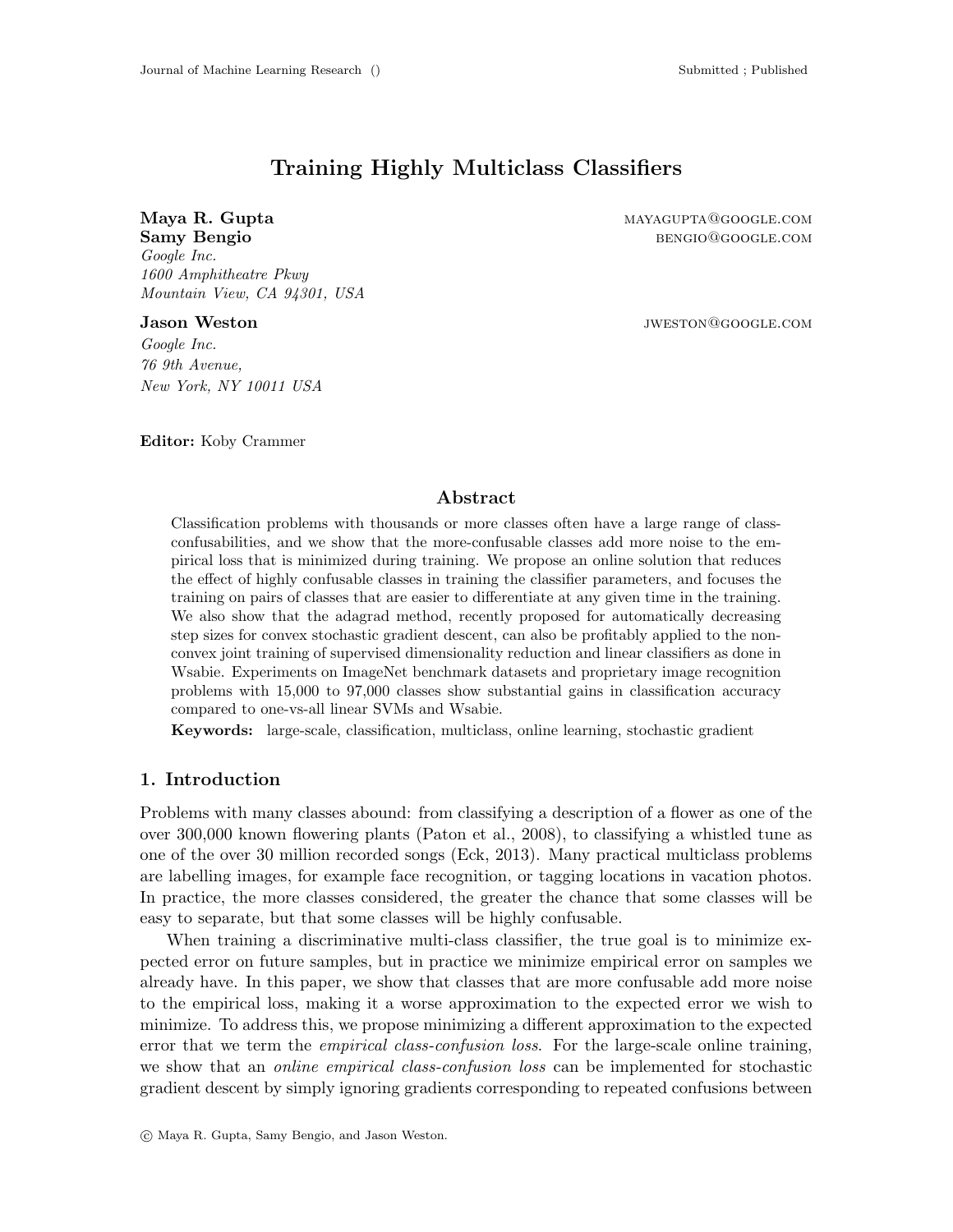# Training Highly Multiclass Classifiers

**Maya R. Gupta** mayagupta@google.com
**Samy Bengio** bengio@google.com
*Google Inc.*
*1600 Amphitheatre Pkwy*
*Mountain View, CA 94301, USA*

**Jason Weston** jweston@google.com
*Google Inc.*
*76 9th Avenue,*
*New York, NY 10011 USA*

**Editor:** Koby Crammer

## Abstract

Classification problems with thousands or more classes often have a large range of class-confusabilities, and we show that the more-confusable classes add more noise to the empirical loss that is minimized during training. We propose an online solution that reduces the effect of highly confusable classes in training the classifier parameters, and focuses the training on pairs of classes that are easier to differentiate at any given time in the training. We also show that the adagrad method, recently proposed for automatically decreasing step sizes for convex stochastic gradient descent, can also be profitably applied to the non-convex joint training of supervised dimensionality reduction and linear classifiers as done in Wsabie. Experiments on ImageNet benchmark datasets and proprietary image recognition problems with 15,000 to 97,000 classes show substantial gains in classification accuracy compared to one-vs-all linear SVMs and Wsabie.

**Keywords:** large-scale, classification, multiclass, online learning, stochastic gradient

## 1. Introduction

Problems with many classes abound: from classifying a description of a flower as one of the over 300,000 known flowering plants (Paton et al., 2008), to classifying a whistled tune as one of the over 30 million recorded songs (Eck, 2013). Many practical multiclass problems are labelling images, for example face recognition, or tagging locations in vacation photos. In practice, the more classes considered, the greater the chance that some classes will be easy to separate, but that some classes will be highly confusable.

When training a discriminative multi-class classifier, the true goal is to minimize expected error on future samples, but in practice we minimize empirical error on samples we already have. In this paper, we show that classes that are more confusable add more noise to the empirical loss, making it a worse approximation to the expected error we wish to minimize. To address this, we propose minimizing a different approximation to the expected error that we term the *empirical class-confusion loss*. For the large-scale online training, we show that an *online empirical class-confusion loss* can be implemented for stochastic gradient descent by simply ignoring gradients corresponding to repeated confusions between

© Maya R. Gupta, Samy Bengio, and Jason Weston.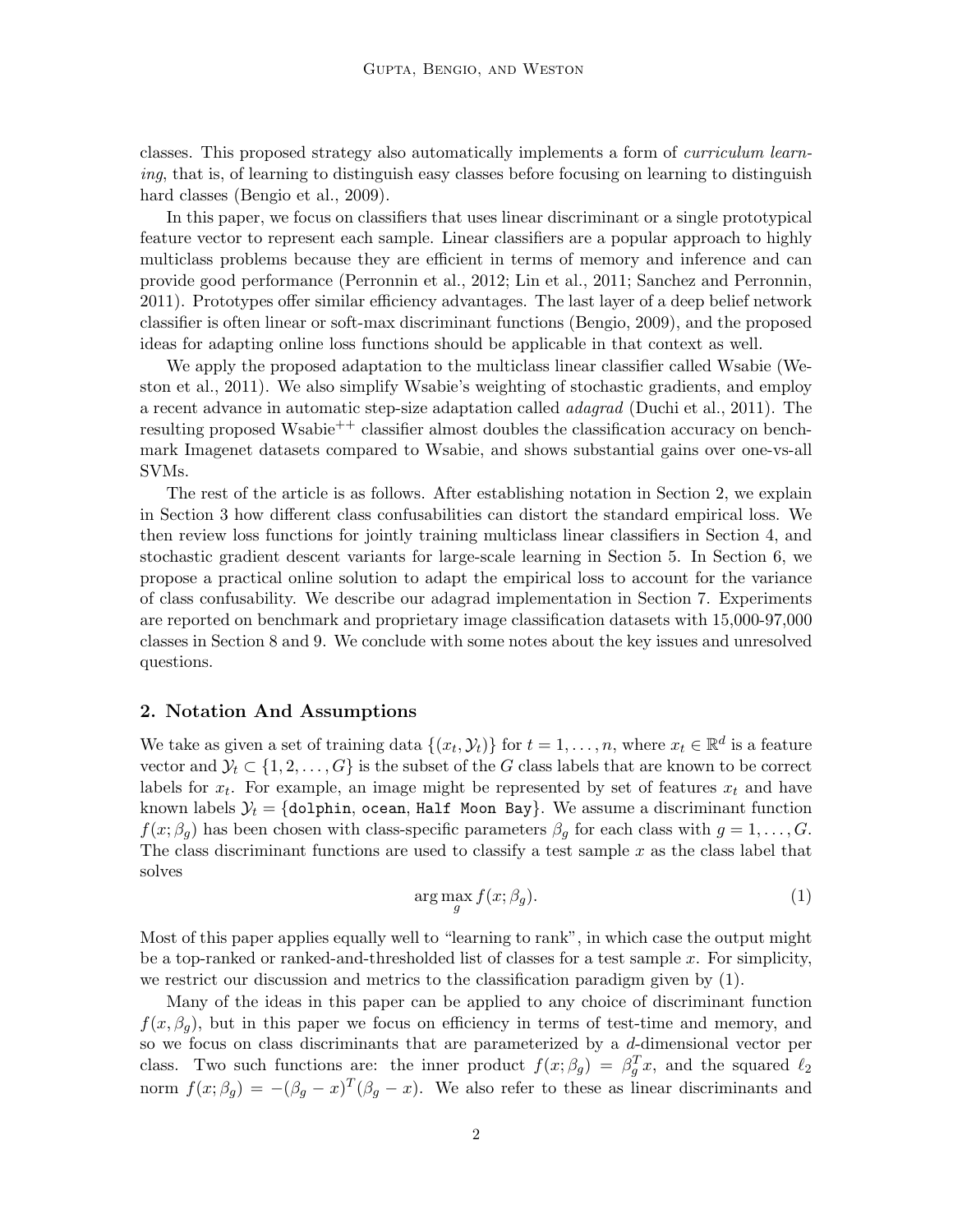classes. This proposed strategy also automatically implements a form of *curriculum learning*, that is, of learning to distinguish easy classes before focusing on learning to distinguish hard classes (Bengio et al., 2009).

In this paper, we focus on classifiers that uses linear discriminant or a single prototypical feature vector to represent each sample. Linear classifiers are a popular approach to highly multiclass problems because they are efficient in terms of memory and inference and can provide good performance (Perronnin et al., 2012; Lin et al., 2011; Sanchez and Perronnin, 2011). Prototypes offer similar efficiency advantages. The last layer of a deep belief network classifier is often linear or soft-max discriminant functions (Bengio, 2009), and the proposed ideas for adapting online loss functions should be applicable in that context as well.

We apply the proposed adaptation to the multiclass linear classifier called Wsabie (Weston et al., 2011). We also simplify Wsabie's weighting of stochastic gradients, and employ a recent advance in automatic step-size adaptation called *adagrad* (Duchi et al., 2011). The resulting proposed Wsabie$^{++}$ classifier almost doubles the classification accuracy on benchmark Imagenet datasets compared to Wsabie, and shows substantial gains over one-vs-all SVMs.

The rest of the article is as follows. After establishing notation in Section 2, we explain in Section 3 how different class confusabilities can distort the standard empirical loss. We then review loss functions for jointly training multiclass linear classifiers in Section 4, and stochastic gradient descent variants for large-scale learning in Section 5. In Section 6, we propose a practical online solution to adapt the empirical loss to account for the variance of class confusability. We describe our adagrad implementation in Section 7. Experiments are reported on benchmark and proprietary image classification datasets with 15,000-97,000 classes in Section 8 and 9. We conclude with some notes about the key issues and unresolved questions.

## 2. Notation And Assumptions

We take as given a set of training data $\{(x_t, \mathcal{Y}_t)\}$ for $t = 1, \ldots, n$, where $x_t \in \mathbb{R}^d$ is a feature vector and $\mathcal{Y}_t \subset \{1, 2, \ldots, G\}$ is the subset of the $G$ class labels that are known to be correct labels for $x_t$. For example, an image might be represented by set of features $x_t$ and have known labels $\mathcal{Y}_t = \{$`dolphin`, `ocean`, `Half Moon Bay`$\}$. We assume a discriminant function $f(x; \beta_g)$ has been chosen with class-specific parameters $\beta_g$ for each class with $g = 1, \ldots, G$. The class discriminant functions are used to classify a test sample $x$ as the class label that solves

$$\arg\max_g f(x; \beta_g). \tag{1}$$

Most of this paper applies equally well to "learning to rank", in which case the output might be a top-ranked or ranked-and-thresholded list of classes for a test sample $x$. For simplicity, we restrict our discussion and metrics to the classification paradigm given by (1).

Many of the ideas in this paper can be applied to any choice of discriminant function $f(x, \beta_g)$, but in this paper we focus on efficiency in terms of test-time and memory, and so we focus on class discriminants that are parameterized by a $d$-dimensional vector per class. Two such functions are: the inner product $f(x; \beta_g) = \beta_g^T x$, and the squared $\ell_2$ norm $f(x; \beta_g) = -(\beta_g - x)^T(\beta_g - x)$. We also refer to these as linear discriminants and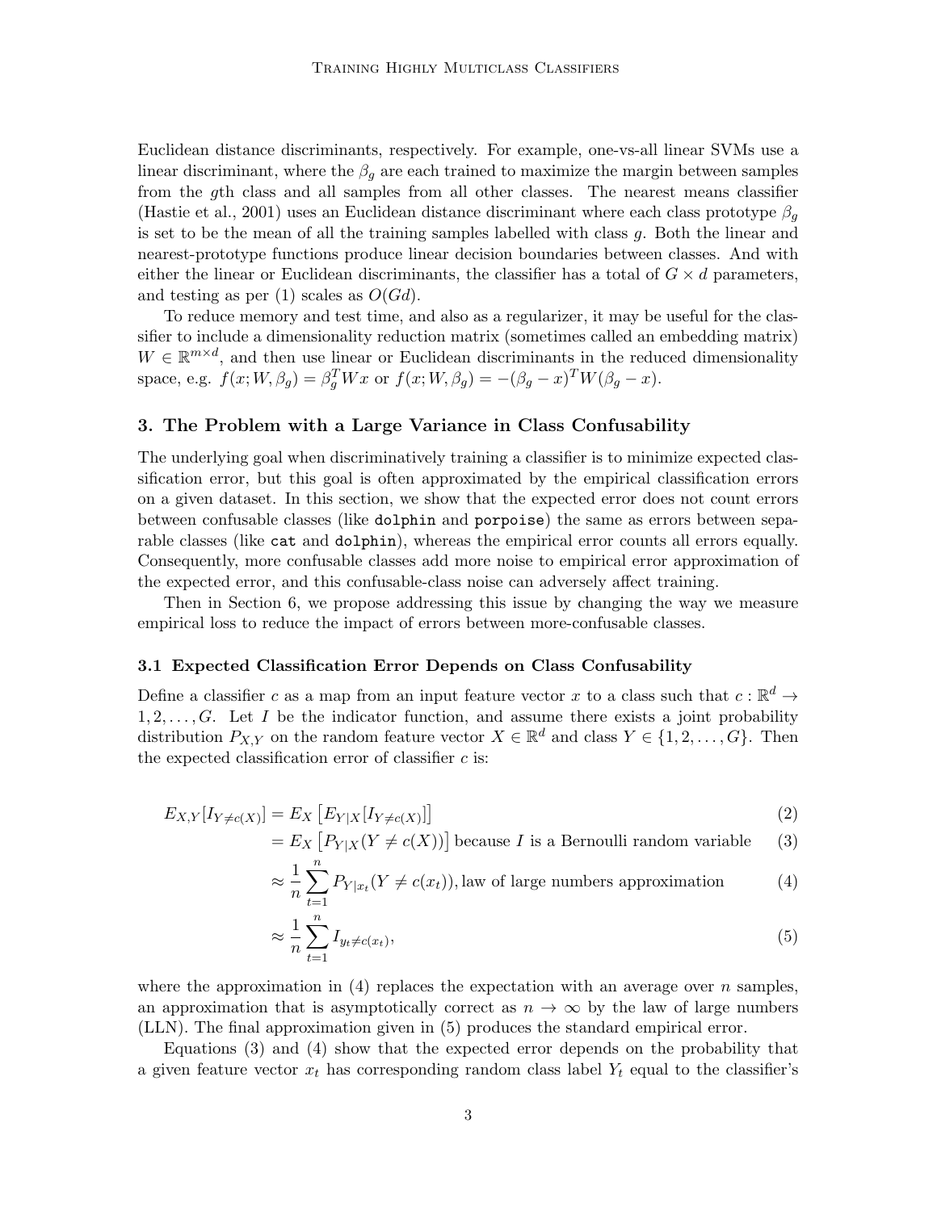Euclidean distance discriminants, respectively. For example, one-vs-all linear SVMs use a linear discriminant, where the $\beta_g$ are each trained to maximize the margin between samples from the $g$th class and all samples from all other classes. The nearest means classifier (Hastie et al., 2001) uses an Euclidean distance discriminant where each class prototype $\beta_g$ is set to be the mean of all the training samples labelled with class $g$. Both the linear and nearest-prototype functions produce linear decision boundaries between classes. And with either the linear or Euclidean discriminants, the classifier has a total of $G \times d$ parameters, and testing as per (1) scales as $O(Gd)$.

To reduce memory and test time, and also as a regularizer, it may be useful for the classifier to include a dimensionality reduction matrix (sometimes called an embedding matrix) $W \in \mathbb{R}^{m \times d}$, and then use linear or Euclidean discriminants in the reduced dimensionality space, e.g. $f(x; W, \beta_g) = \beta_g^T W x$ or $f(x; W, \beta_g) = -(\beta_g - x)^T W (\beta_g - x)$.

## 3. The Problem with a Large Variance in Class Confusability

The underlying goal when discriminatively training a classifier is to minimize expected classification error, but this goal is often approximated by the empirical classification errors on a given dataset. In this section, we show that the expected error does not count errors between confusable classes (like `dolphin` and `porpoise`) the same as errors between separable classes (like `cat` and `dolphin`), whereas the empirical error counts all errors equally. Consequently, more confusable classes add more noise to empirical error approximation of the expected error, and this confusable-class noise can adversely affect training.

Then in Section 6, we propose addressing this issue by changing the way we measure empirical loss to reduce the impact of errors between more-confusable classes.

### 3.1 Expected Classification Error Depends on Class Confusability

Define a classifier $c$ as a map from an input feature vector $x$ to a class such that $c : \mathbb{R}^d \rightarrow 1, 2, \ldots, G$. Let $I$ be the indicator function, and assume there exists a joint probability distribution $P_{X,Y}$ on the random feature vector $X \in \mathbb{R}^d$ and class $Y \in \{1, 2, \ldots, G\}$. Then the expected classification error of classifier $c$ is:

$$
\begin{aligned}
E_{X,Y}[I_{Y \neq c(X)}] &= E_X \left[ E_{Y|X}[I_{Y \neq c(X)}] \right] && (2) \\
&= E_X \left[ P_{Y|X}(Y \neq c(X)) \right] \text{ because } I \text{ is a Bernoulli random variable} && (3) \\
&\approx \frac{1}{n} \sum_{t=1}^{n} P_{Y|x_t}(Y \neq c(x_t)), \text{law of large numbers approximation} && (4) \\
&\approx \frac{1}{n} \sum_{t=1}^{n} I_{y_t \neq c(x_t)}, && (5)
\end{aligned}
$$

where the approximation in (4) replaces the expectation with an average over $n$ samples, an approximation that is asymptotically correct as $n \rightarrow \infty$ by the law of large numbers (LLN). The final approximation given in (5) produces the standard empirical error.

Equations (3) and (4) show that the expected error depends on the probability that a given feature vector $x_t$ has corresponding random class label $Y_t$ equal to the classifier's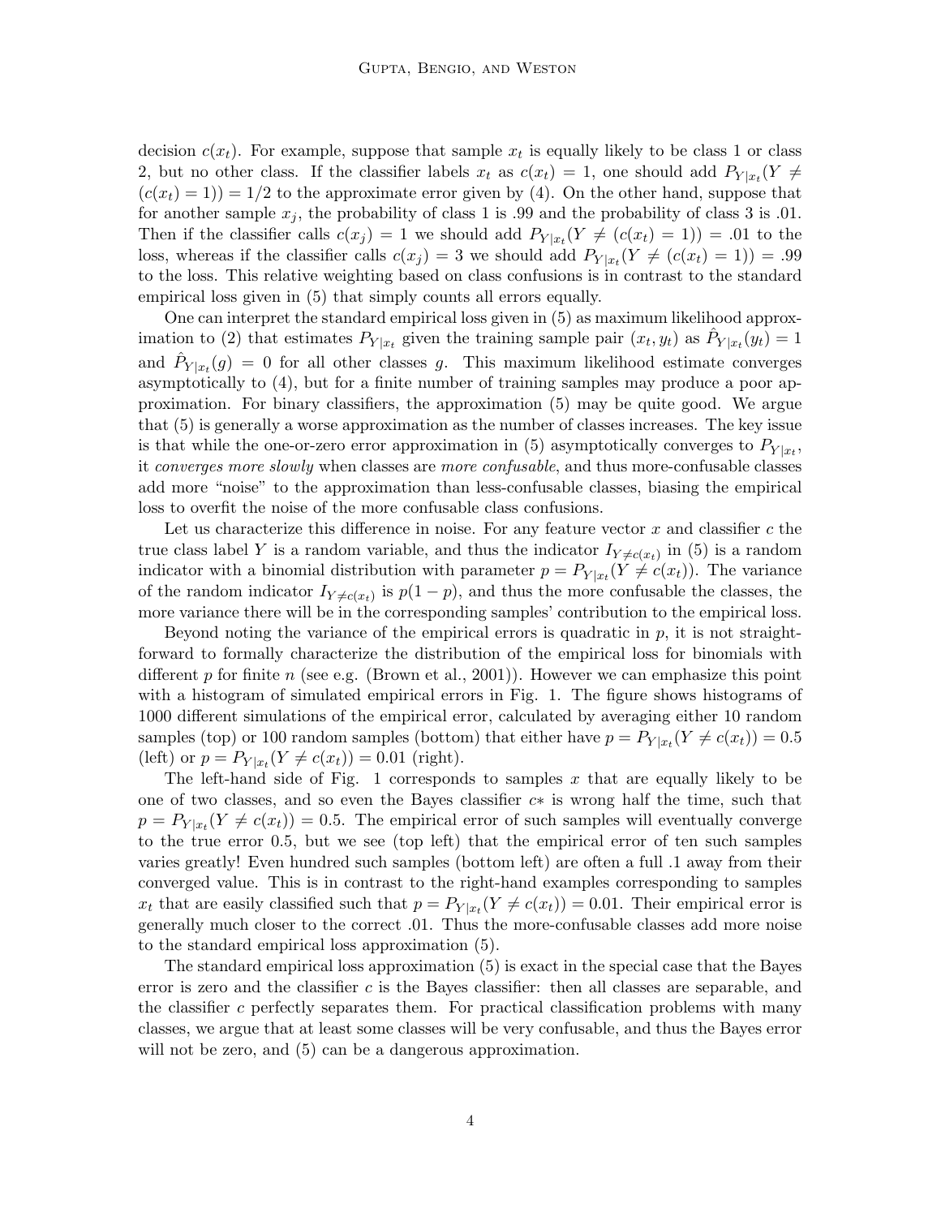decision $c(x_t)$. For example, suppose that sample $x_t$ is equally likely to be class 1 or class 2, but no other class. If the classifier labels $x_t$ as $c(x_t) = 1$, one should add $P_{Y|x_t}(Y \neq (c(x_t) = 1)) = 1/2$ to the approximate error given by (4). On the other hand, suppose that for another sample $x_j$, the probability of class 1 is .99 and the probability of class 3 is .01. Then if the classifier calls $c(x_j) = 1$ we should add $P_{Y|x_t}(Y \neq (c(x_t) = 1)) = .01$ to the loss, whereas if the classifier calls $c(x_j) = 3$ we should add $P_{Y|x_t}(Y \neq (c(x_t) = 1)) = .99$ to the loss. This relative weighting based on class confusions is in contrast to the standard empirical loss given in (5) that simply counts all errors equally.

One can interpret the standard empirical loss given in (5) as maximum likelihood approximation to (2) that estimates $P_{Y|x_t}$ given the training sample pair $(x_t, y_t)$ as $\hat{P}_{Y|x_t}(y_t) = 1$ and $\hat{P}_{Y|x_t}(g) = 0$ for all other classes $g$. This maximum likelihood estimate converges asymptotically to (4), but for a finite number of training samples may produce a poor approximation. For binary classifiers, the approximation (5) may be quite good. We argue that (5) is generally a worse approximation as the number of classes increases. The key issue is that while the one-or-zero error approximation in (5) asymptotically converges to $P_{Y|x_t}$, it *converges more slowly* when classes are *more confusable*, and thus more-confusable classes add more "noise" to the approximation than less-confusable classes, biasing the empirical loss to overfit the noise of the more confusable class confusions.

Let us characterize this difference in noise. For any feature vector $x$ and classifier $c$ the true class label $Y$ is a random variable, and thus the indicator $I_{Y \neq c(x_t)}$ in (5) is a random indicator with a binomial distribution with parameter $p = P_{Y|x_t}(Y \neq c(x_t))$. The variance of the random indicator $I_{Y \neq c(x_t)}$ is $p(1-p)$, and thus the more confusable the classes, the more variance there will be in the corresponding samples' contribution to the empirical loss.

Beyond noting the variance of the empirical errors is quadratic in $p$, it is not straightforward to formally characterize the distribution of the empirical loss for binomials with different $p$ for finite $n$ (see e.g. (Brown et al., 2001)). However we can emphasize this point with a histogram of simulated empirical errors in Fig. 1. The figure shows histograms of 1000 different simulations of the empirical error, calculated by averaging either 10 random samples (top) or 100 random samples (bottom) that either have $p = P_{Y|x_t}(Y \neq c(x_t)) = 0.5$ (left) or $p = P_{Y|x_t}(Y \neq c(x_t)) = 0.01$ (right).

The left-hand side of Fig. 1 corresponds to samples $x$ that are equally likely to be one of two classes, and so even the Bayes classifier $c*$ is wrong half the time, such that $p = P_{Y|x_t}(Y \neq c(x_t)) = 0.5$. The empirical error of such samples will eventually converge to the true error 0.5, but we see (top left) that the empirical error of ten such samples varies greatly! Even hundred such samples (bottom left) are often a full .1 away from their converged value. This is in contrast to the right-hand examples corresponding to samples $x_t$ that are easily classified such that $p = P_{Y|x_t}(Y \neq c(x_t)) = 0.01$. Their empirical error is generally much closer to the correct .01. Thus the more-confusable classes add more noise to the standard empirical loss approximation (5).

The standard empirical loss approximation (5) is exact in the special case that the Bayes error is zero and the classifier $c$ is the Bayes classifier: then all classes are separable, and the classifier $c$ perfectly separates them. For practical classification problems with many classes, we argue that at least some classes will be very confusable, and thus the Bayes error will not be zero, and (5) can be a dangerous approximation.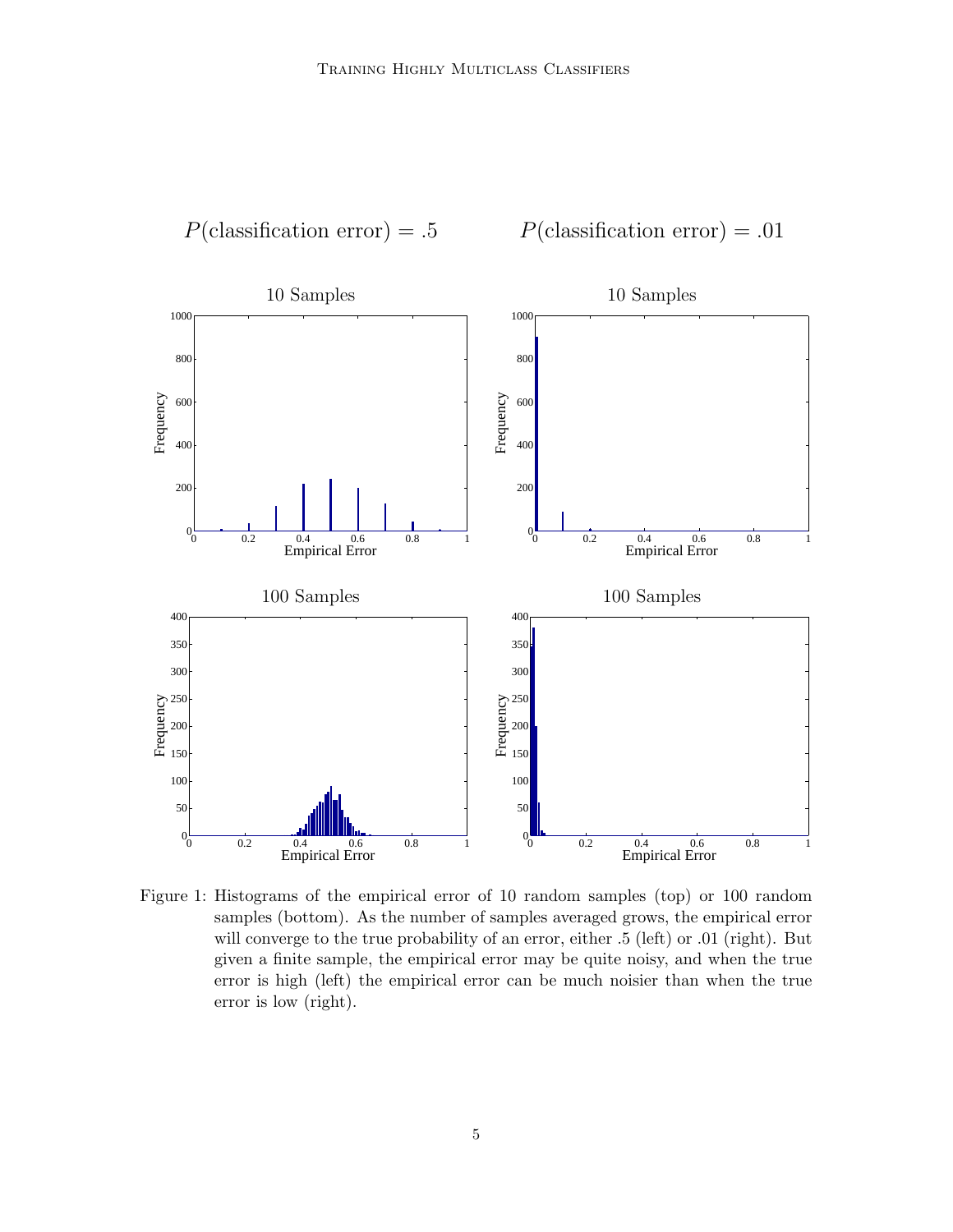Figure 1: Histograms of the empirical error of 10 random samples (top) or 100 random samples (bottom). As the number of samples averaged grows, the empirical error will converge to the true probability of an error, either .5 (left) or .01 (right). But given a finite sample, the empirical error may be quite noisy, and when the true error is high (left) the empirical error can be much noisier than when the true error is low (right).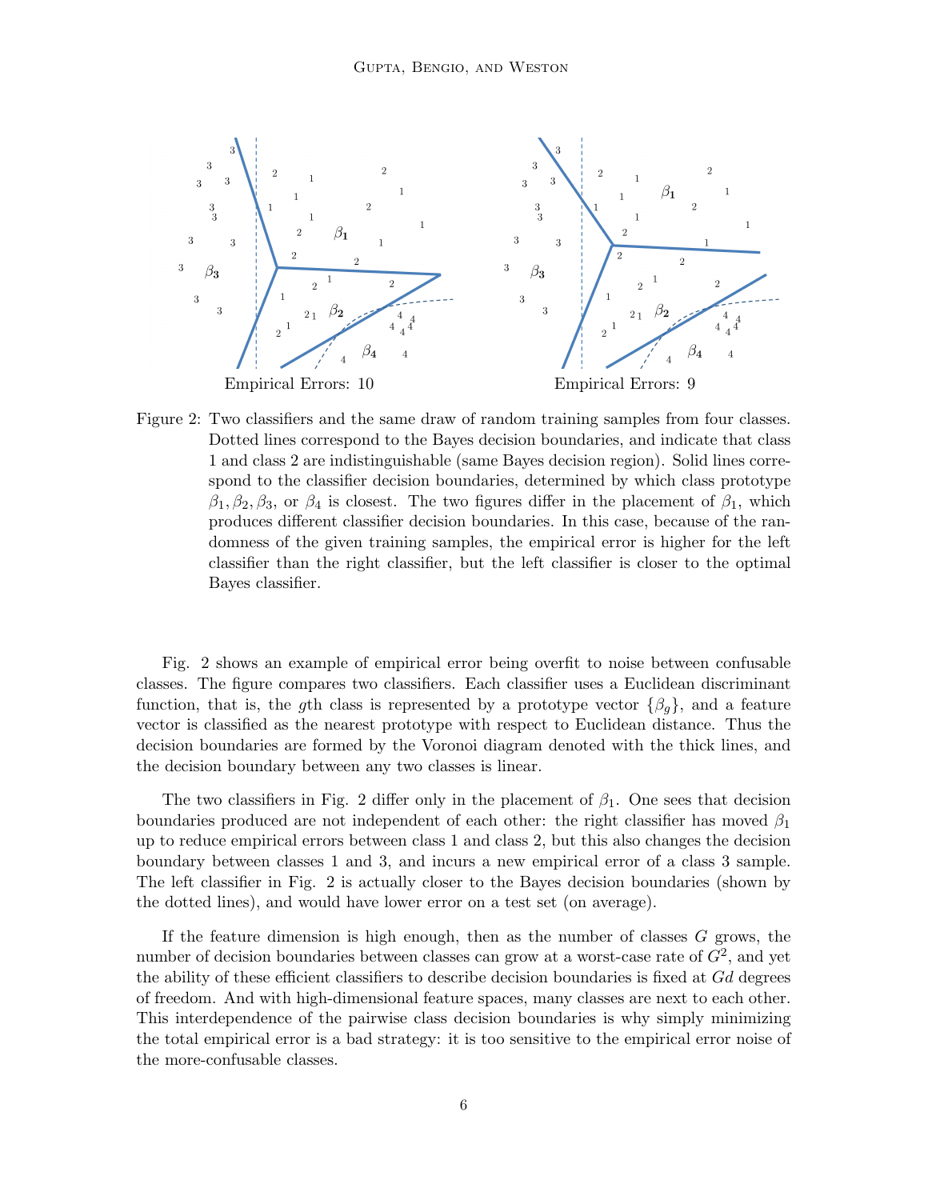Empirical Errors: 10

Empirical Errors: 9

Figure 2: Two classifiers and the same draw of random training samples from four classes. Dotted lines correspond to the Bayes decision boundaries, and indicate that class 1 and class 2 are indistinguishable (same Bayes decision region). Solid lines correspond to the classifier decision boundaries, determined by which class prototype $\beta_1, \beta_2, \beta_3$, or $\beta_4$ is closest. The two figures differ in the placement of $\beta_1$, which produces different classifier decision boundaries. In this case, because of the randomness of the given training samples, the empirical error is higher for the left classifier than the right classifier, but the left classifier is closer to the optimal Bayes classifier.

Fig. 2 shows an example of empirical error being overfit to noise between confusable classes. The figure compares two classifiers. Each classifier uses a Euclidean discriminant function, that is, the $g$th class is represented by a prototype vector $\{\beta_g\}$, and a feature vector is classified as the nearest prototype with respect to Euclidean distance. Thus the decision boundaries are formed by the Voronoi diagram denoted with the thick lines, and the decision boundary between any two classes is linear.

The two classifiers in Fig. 2 differ only in the placement of $\beta_1$. One sees that decision boundaries produced are not independent of each other: the right classifier has moved $\beta_1$ up to reduce empirical errors between class 1 and class 2, but this also changes the decision boundary between classes 1 and 3, and incurs a new empirical error of a class 3 sample. The left classifier in Fig. 2 is actually closer to the Bayes decision boundaries (shown by the dotted lines), and would have lower error on a test set (on average).

If the feature dimension is high enough, then as the number of classes $G$ grows, the number of decision boundaries between classes can grow at a worst-case rate of $G^2$, and yet the ability of these efficient classifiers to describe decision boundaries is fixed at $Gd$ degrees of freedom. And with high-dimensional feature spaces, many classes are next to each other. This interdependence of the pairwise class decision boundaries is why simply minimizing the total empirical error is a bad strategy: it is too sensitive to the empirical error noise of the more-confusable classes.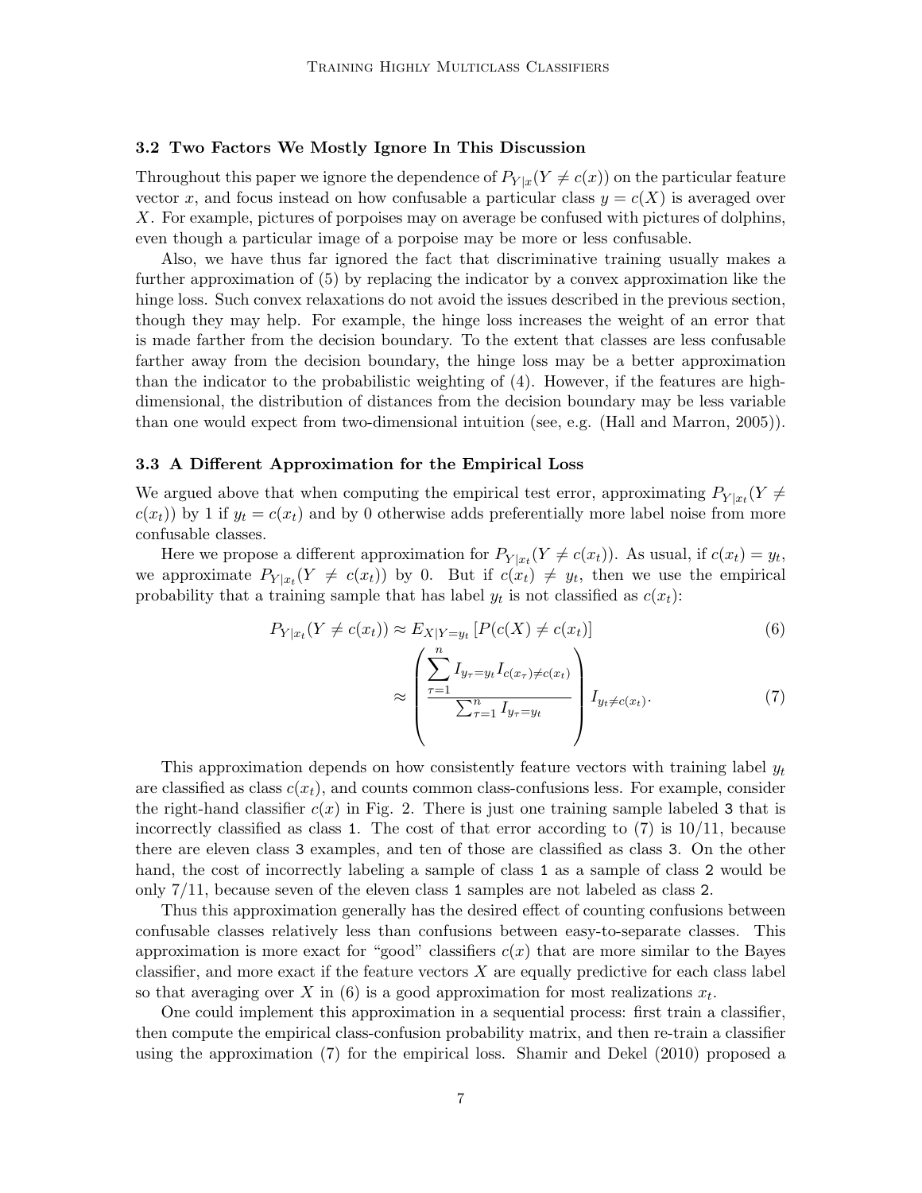### 3.2 Two Factors We Mostly Ignore In This Discussion

Throughout this paper we ignore the dependence of $P_{Y|x}(Y \neq c(x))$ on the particular feature vector $x$, and focus instead on how confusable a particular class $y = c(X)$ is averaged over $X$. For example, pictures of porpoises may on average be confused with pictures of dolphins, even though a particular image of a porpoise may be more or less confusable.

Also, we have thus far ignored the fact that discriminative training usually makes a further approximation of (5) by replacing the indicator by a convex approximation like the hinge loss. Such convex relaxations do not avoid the issues described in the previous section, though they may help. For example, the hinge loss increases the weight of an error that is made farther from the decision boundary. To the extent that classes are less confusable farther away from the decision boundary, the hinge loss may be a better approximation than the indicator to the probabilistic weighting of (4). However, if the features are high-dimensional, the distribution of distances from the decision boundary may be less variable than one would expect from two-dimensional intuition (see, e.g. (Hall and Marron, 2005)).

### 3.3 A Different Approximation for the Empirical Loss

We argued above that when computing the empirical test error, approximating $P_{Y|x_t}(Y \neq c(x_t))$ by 1 if $y_t = c(x_t)$ and by 0 otherwise adds preferentially more label noise from more confusable classes.

Here we propose a different approximation for $P_{Y|x_t}(Y \neq c(x_t))$. As usual, if $c(x_t) = y_t$, we approximate $P_{Y|x_t}(Y \neq c(x_t))$ by 0. But if $c(x_t) \neq y_t$, then we use the empirical probability that a training sample that has label $y_t$ is not classified as $c(x_t)$:

$$P_{Y|x_t}(Y \neq c(x_t)) \approx E_{X|Y=y_t}\left[P(c(X) \neq c(x_t)\right] \tag{6}$$

$$\approx \left( \frac{\sum_{\tau=1}^{n} I_{y_\tau = y_t} I_{c(x_\tau) \neq c(x_t)}}{\sum_{\tau=1}^{n} I_{y_\tau = y_t}} \right) I_{y_t \neq c(x_t)}. \tag{7}$$

This approximation depends on how consistently feature vectors with training label $y_t$ are classified as class $c(x_t)$, and counts common class-confusions less. For example, consider the right-hand classifier $c(x)$ in Fig. 2. There is just one training sample labeled 3 that is incorrectly classified as class 1. The cost of that error according to (7) is $10/11$, because there are eleven class 3 examples, and ten of those are classified as class 3. On the other hand, the cost of incorrectly labeling a sample of class 1 as a sample of class 2 would be only $7/11$, because seven of the eleven class 1 samples are not labeled as class 2.

Thus this approximation generally has the desired effect of counting confusions between confusable classes relatively less than confusions between easy-to-separate classes. This approximation is more exact for "good" classifiers $c(x)$ that are more similar to the Bayes classifier, and more exact if the feature vectors $X$ are equally predictive for each class label so that averaging over $X$ in (6) is a good approximation for most realizations $x_t$.

One could implement this approximation in a sequential process: first train a classifier, then compute the empirical class-confusion probability matrix, and then re-train a classifier using the approximation (7) for the empirical loss. Shamir and Dekel (2010) proposed a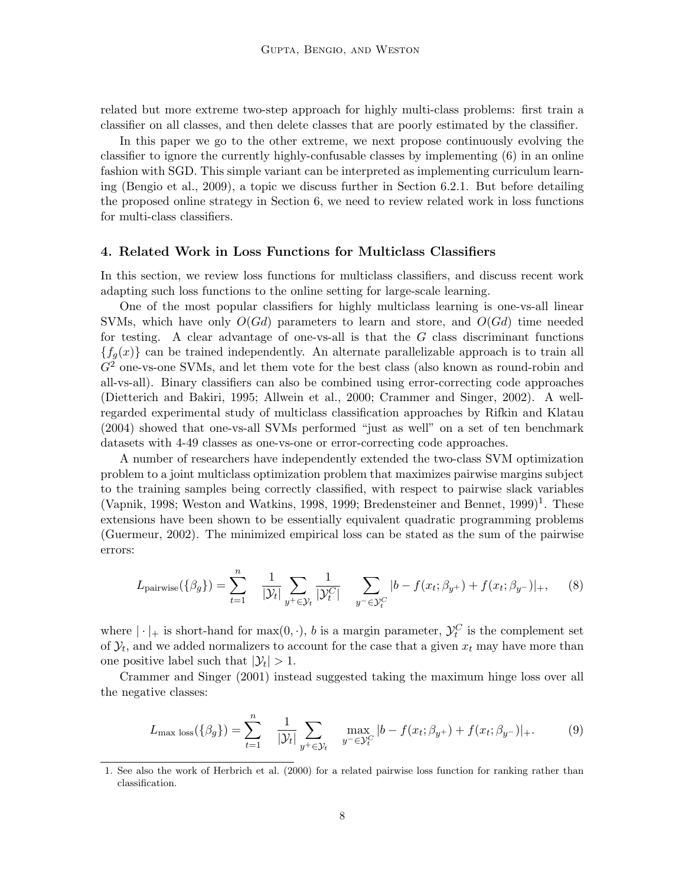related but more extreme two-step approach for highly multi-class problems: first train a classifier on all classes, and then delete classes that are poorly estimated by the classifier.

In this paper we go to the other extreme, we next propose continuously evolving the classifier to ignore the currently highly-confusable classes by implementing (6) in an online fashion with SGD. This simple variant can be interpreted as implementing curriculum learning (Bengio et al., 2009), a topic we discuss further in Section 6.2.1. But before detailing the proposed online strategy in Section 6, we need to review related work in loss functions for multi-class classifiers.

## 4. Related Work in Loss Functions for Multiclass Classifiers

In this section, we review loss functions for multiclass classifiers, and discuss recent work adapting such loss functions to the online setting for large-scale learning.

One of the most popular classifiers for highly multiclass learning is one-vs-all linear SVMs, which have only $O(Gd)$ parameters to learn and store, and $O(Gd)$ time needed for testing. A clear advantage of one-vs-all is that the $G$ class discriminant functions $\{f_g(x)\}$ can be trained independently. An alternate parallelizable approach is to train all $G^2$ one-vs-one SVMs, and let them vote for the best class (also known as round-robin and all-vs-all). Binary classifiers can also be combined using error-correcting code approaches (Dietterich and Bakiri, 1995; Allwein et al., 2000; Crammer and Singer, 2002). A well-regarded experimental study of multiclass classification approaches by Rifkin and Klatau (2004) showed that one-vs-all SVMs performed "just as well" on a set of ten benchmark datasets with 4-49 classes as one-vs-one or error-correcting code approaches.

A number of researchers have independently extended the two-class SVM optimization problem to a joint multiclass optimization problem that maximizes pairwise margins subject to the training samples being correctly classified, with respect to pairwise slack variables (Vapnik, 1998; Weston and Watkins, 1998, 1999; Bredensteiner and Bennet, 1999)[1]. These extensions have been shown to be essentially equivalent quadratic programming problems (Guermeur, 2002). The minimized empirical loss can be stated as the sum of the pairwise errors:

$$L_{\text{pairwise}}(\{\beta_g\}) = \sum_{t=1}^{n} \frac{1}{|\mathcal{Y}_t|} \sum_{y^+ \in \mathcal{Y}_t} \frac{1}{|\mathcal{Y}_t^C|} \sum_{y^- \in \mathcal{Y}_t^C} |b - f(x_t; \beta_{y^+}) + f(x_t; \beta_{y^-})|_+, \tag{8}$$

where $|\cdot|_+$ is short-hand for $\max(0, \cdot)$, $b$ is a margin parameter, $\mathcal{Y}_t^C$ is the complement set of $\mathcal{Y}_t$, and we added normalizers to account for the case that a given $x_t$ may have more than one positive label such that $|\mathcal{Y}_t| > 1$.

Crammer and Singer (2001) instead suggested taking the maximum hinge loss over all the negative classes:

$$L_{\text{max loss}}(\{\beta_g\}) = \sum_{t=1}^{n} \frac{1}{|\mathcal{Y}_t|} \sum_{y^+ \in \mathcal{Y}_t} \max_{y^- \in \mathcal{Y}_t^C} |b - f(x_t; \beta_{y^+}) + f(x_t; \beta_{y^-})|_+. \tag{9}$$

1. See also the work of Herbrich et al. (2000) for a related pairwise loss function for ranking rather than classification.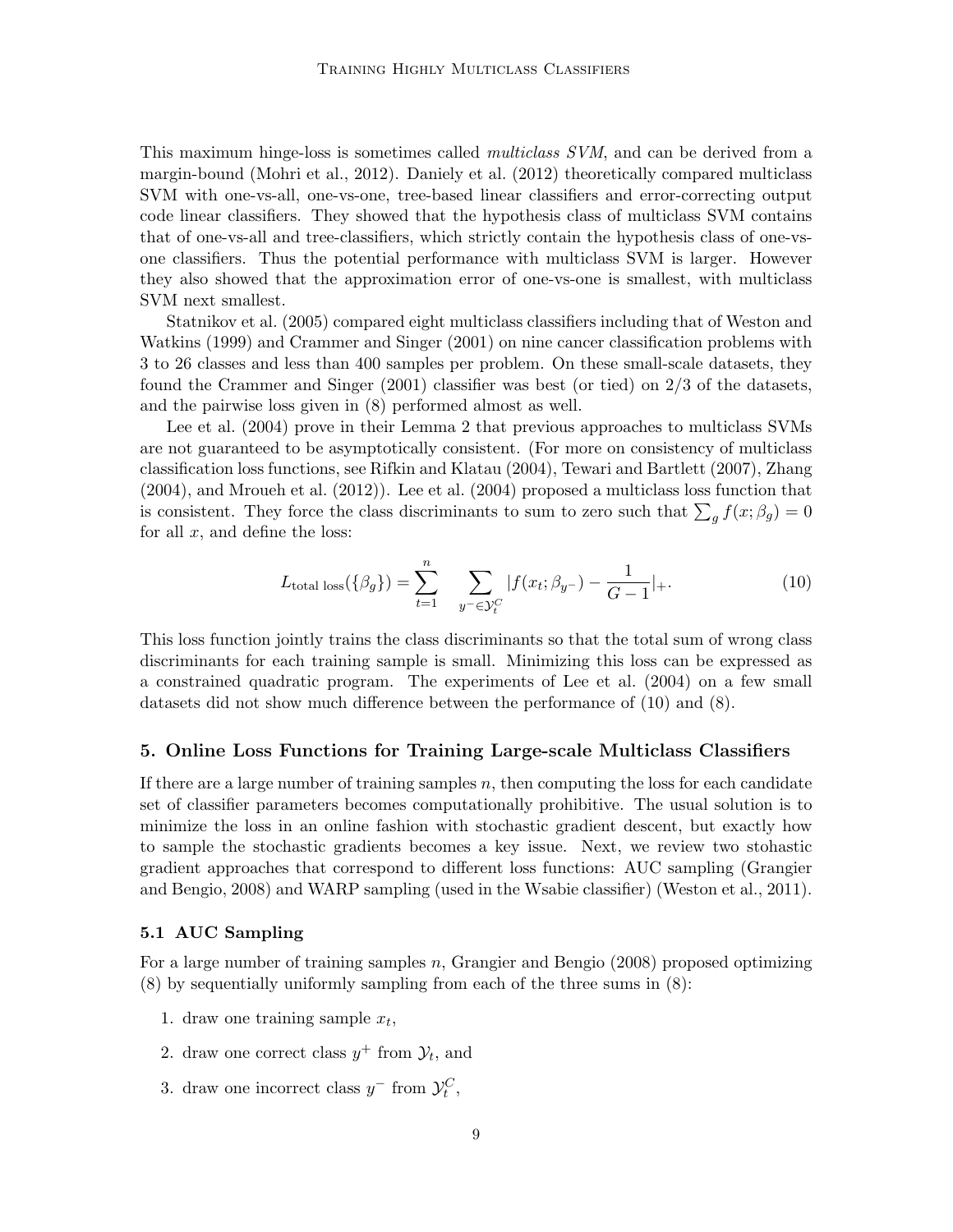This maximum hinge-loss is sometimes called *multiclass SVM*, and can be derived from a margin-bound (Mohri et al., 2012). Daniely et al. (2012) theoretically compared multiclass SVM with one-vs-all, one-vs-one, tree-based linear classifiers and error-correcting output code linear classifiers. They showed that the hypothesis class of multiclass SVM contains that of one-vs-all and tree-classifiers, which strictly contain the hypothesis class of one-vs-one classifiers. Thus the potential performance with multiclass SVM is larger. However they also showed that the approximation error of one-vs-one is smallest, with multiclass SVM next smallest.

Statnikov et al. (2005) compared eight multiclass classifiers including that of Weston and Watkins (1999) and Crammer and Singer (2001) on nine cancer classification problems with 3 to 26 classes and less than 400 samples per problem. On these small-scale datasets, they found the Crammer and Singer (2001) classifier was best (or tied) on 2/3 of the datasets, and the pairwise loss given in (8) performed almost as well.

Lee et al. (2004) prove in their Lemma 2 that previous approaches to multiclass SVMs are not guaranteed to be asymptotically consistent. (For more on consistency of multiclass classification loss functions, see Rifkin and Klatau (2004), Tewari and Bartlett (2007), Zhang (2004), and Mroueh et al. (2012)). Lee et al. (2004) proposed a multiclass loss function that is consistent. They force the class discriminants to sum to zero such that $\sum_g f(x; \beta_g) = 0$ for all $x$, and define the loss:

$$L_{\text{total loss}}(\{\beta_g\}) = \sum_{t=1}^{n} \sum_{y^- \in \mathcal{Y}_t^C} |f(x_t; \beta_{y^-}) - \frac{1}{G-1}|_+. \tag{10}$$

This loss function jointly trains the class discriminants so that the total sum of wrong class discriminants for each training sample is small. Minimizing this loss can be expressed as a constrained quadratic program. The experiments of Lee et al. (2004) on a few small datasets did not show much difference between the performance of (10) and (8).

## 5. Online Loss Functions for Training Large-scale Multiclass Classifiers

If there are a large number of training samples $n$, then computing the loss for each candidate set of classifier parameters becomes computationally prohibitive. The usual solution is to minimize the loss in an online fashion with stochastic gradient descent, but exactly how to sample the stochastic gradients becomes a key issue. Next, we review two stohastic gradient approaches that correspond to different loss functions: AUC sampling (Grangier and Bengio, 2008) and WARP sampling (used in the Wsabie classifier) (Weston et al., 2011).

### 5.1 AUC Sampling

For a large number of training samples $n$, Grangier and Bengio (2008) proposed optimizing (8) by sequentially uniformly sampling from each of the three sums in (8):

1. draw one training sample $x_t$,
2. draw one correct class $y^+$ from $\mathcal{Y}_t$, and
3. draw one incorrect class $y^-$ from $\mathcal{Y}_t^C$,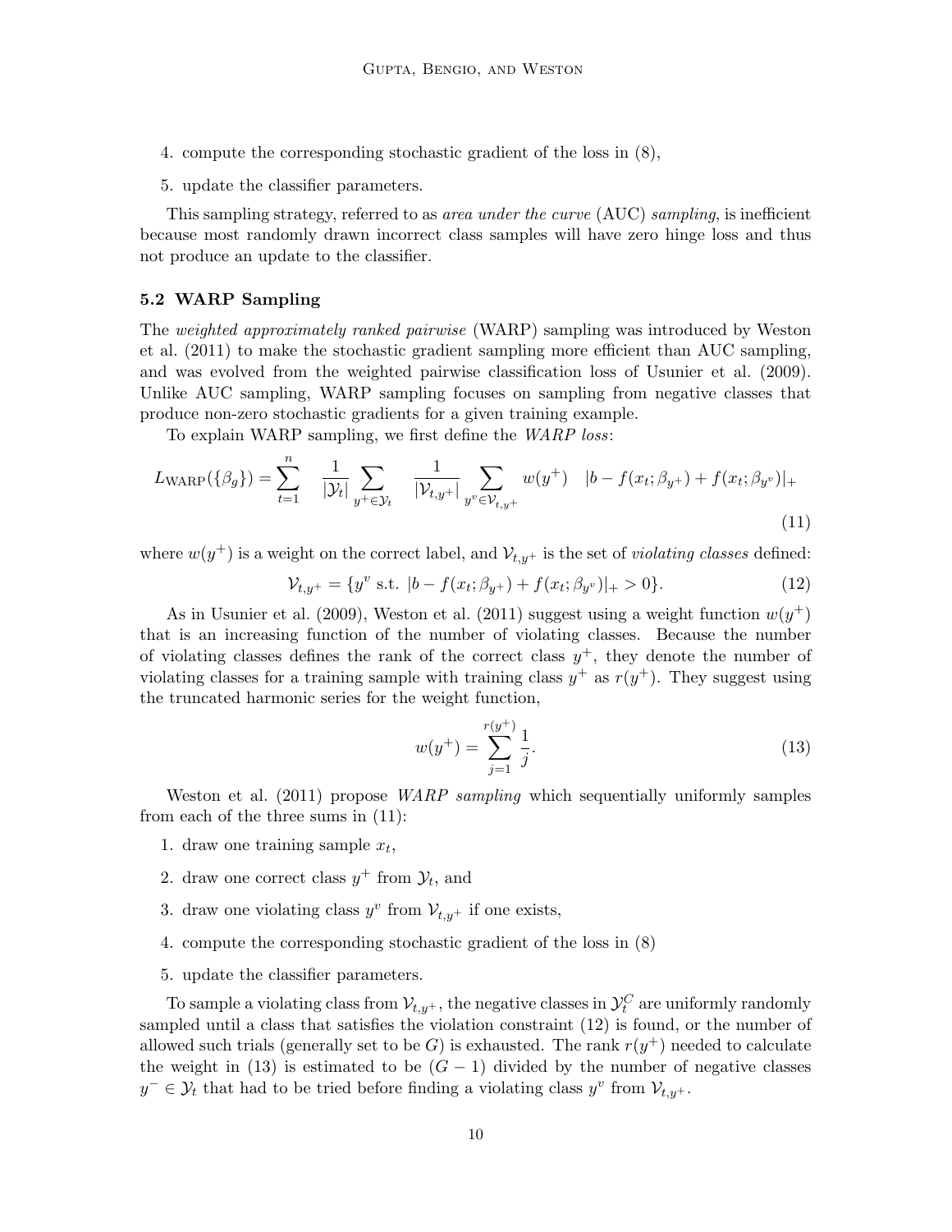4. compute the corresponding stochastic gradient of the loss in (8),
5. update the classifier parameters.

This sampling strategy, referred to as *area under the curve* (AUC) *sampling*, is inefficient because most randomly drawn incorrect class samples will have zero hinge loss and thus not produce an update to the classifier.

### 5.2 WARP Sampling

The *weighted approximately ranked pairwise* (WARP) sampling was introduced by Weston et al. (2011) to make the stochastic gradient sampling more efficient than AUC sampling, and was evolved from the weighted pairwise classification loss of Usunier et al. (2009). Unlike AUC sampling, WARP sampling focuses on sampling from negative classes that produce non-zero stochastic gradients for a given training example.

To explain WARP sampling, we first define the *WARP loss*:

$$L_{\text{WARP}}(\{\beta_g\}) = \sum_{t=1}^{n} \quad \frac{1}{|\mathcal{Y}_t|} \sum_{y^+ \in \mathcal{Y}_t} \quad \frac{1}{|\mathcal{V}_{t,y^+}|} \sum_{y^v \in \mathcal{V}_{t,y^+}} w(y^+) \quad |b - f(x_t;\beta_{y^+}) + f(x_t;\beta_{y^v})|_+ \tag{11}$$

where $w(y^+)$ is a weight on the correct label, and $\mathcal{V}_{t,y^+}$ is the set of *violating classes* defined:

$$\mathcal{V}_{t,y^+} = \{y^v \text{ s.t. } |b - f(x_t;\beta_{y^+}) + f(x_t;\beta_{y^v})|_+ > 0\}. \tag{12}$$

As in Usunier et al. (2009), Weston et al. (2011) suggest using a weight function $w(y^+)$ that is an increasing function of the number of violating classes. Because the number of violating classes defines the rank of the correct class $y^+$, they denote the number of violating classes for a training sample with training class $y^+$ as $r(y^+)$. They suggest using the truncated harmonic series for the weight function,

$$w(y^+) = \sum_{j=1}^{r(y^+)} \frac{1}{j}. \tag{13}$$

Weston et al. (2011) propose *WARP sampling* which sequentially uniformly samples from each of the three sums in (11):

1. draw one training sample $x_t$,
2. draw one correct class $y^+$ from $\mathcal{Y}_t$, and
3. draw one violating class $y^v$ from $\mathcal{V}_{t,y^+}$ if one exists,
4. compute the corresponding stochastic gradient of the loss in (8)
5. update the classifier parameters.

To sample a violating class from $\mathcal{V}_{t,y^+}$, the negative classes in $\mathcal{Y}_t^C$ are uniformly randomly sampled until a class that satisfies the violation constraint (12) is found, or the number of allowed such trials (generally set to be $G$) is exhausted. The rank $r(y^+)$ needed to calculate the weight in (13) is estimated to be $(G - 1)$ divided by the number of negative classes $y^- \in \mathcal{Y}_t$ that had to be tried before finding a violating class $y^v$ from $\mathcal{V}_{t,y^+}$.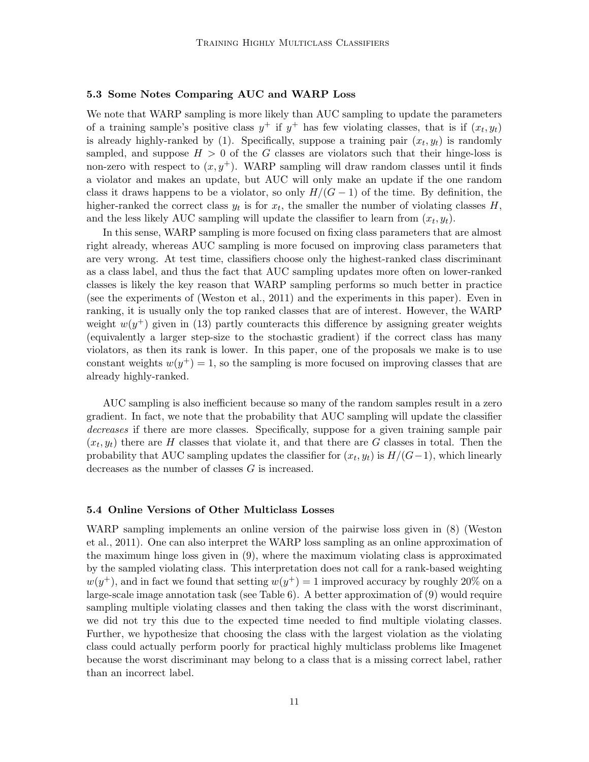### 5.3 Some Notes Comparing AUC and WARP Loss

We note that WARP sampling is more likely than AUC sampling to update the parameters of a training sample's positive class $y^+$ if $y^+$ has few violating classes, that is if $(x_t, y_t)$ is already highly-ranked by (1). Specifically, suppose a training pair $(x_t, y_t)$ is randomly sampled, and suppose $H > 0$ of the $G$ classes are violators such that their hinge-loss is non-zero with respect to $(x, y^+)$. WARP sampling will draw random classes until it finds a violator and makes an update, but AUC will only make an update if the one random class it draws happens to be a violator, so only $H/(G-1)$ of the time. By definition, the higher-ranked the correct class $y_t$ is for $x_t$, the smaller the number of violating classes $H$, and the less likely AUC sampling will update the classifier to learn from $(x_t, y_t)$.

In this sense, WARP sampling is more focused on fixing class parameters that are almost right already, whereas AUC sampling is more focused on improving class parameters that are very wrong. At test time, classifiers choose only the highest-ranked class discriminant as a class label, and thus the fact that AUC sampling updates more often on lower-ranked classes is likely the key reason that WARP sampling performs so much better in practice (see the experiments of (Weston et al., 2011) and the experiments in this paper). Even in ranking, it is usually only the top ranked classes that are of interest. However, the WARP weight $w(y^+)$ given in (13) partly counteracts this difference by assigning greater weights (equivalently a larger step-size to the stochastic gradient) if the correct class has many violators, as then its rank is lower. In this paper, one of the proposals we make is to use constant weights $w(y^+) = 1$, so the sampling is more focused on improving classes that are already highly-ranked.

AUC sampling is also inefficient because so many of the random samples result in a zero gradient. In fact, we note that the probability that AUC sampling will update the classifier *decreases* if there are more classes. Specifically, suppose for a given training sample pair $(x_t, y_t)$ there are $H$ classes that violate it, and that there are $G$ classes in total. Then the probability that AUC sampling updates the classifier for $(x_t, y_t)$ is $H/(G-1)$, which linearly decreases as the number of classes $G$ is increased.

### 5.4 Online Versions of Other Multiclass Losses

WARP sampling implements an online version of the pairwise loss given in (8) (Weston et al., 2011). One can also interpret the WARP loss sampling as an online approximation of the maximum hinge loss given in (9), where the maximum violating class is approximated by the sampled violating class. This interpretation does not call for a rank-based weighting $w(y^+)$, and in fact we found that setting $w(y^+) = 1$ improved accuracy by roughly 20% on a large-scale image annotation task (see Table 6). A better approximation of (9) would require sampling multiple violating classes and then taking the class with the worst discriminant, we did not try this due to the expected time needed to find multiple violating classes. Further, we hypothesize that choosing the class with the largest violation as the violating class could actually perform poorly for practical highly multiclass problems like Imagenet because the worst discriminant may belong to a class that is a missing correct label, rather than an incorrect label.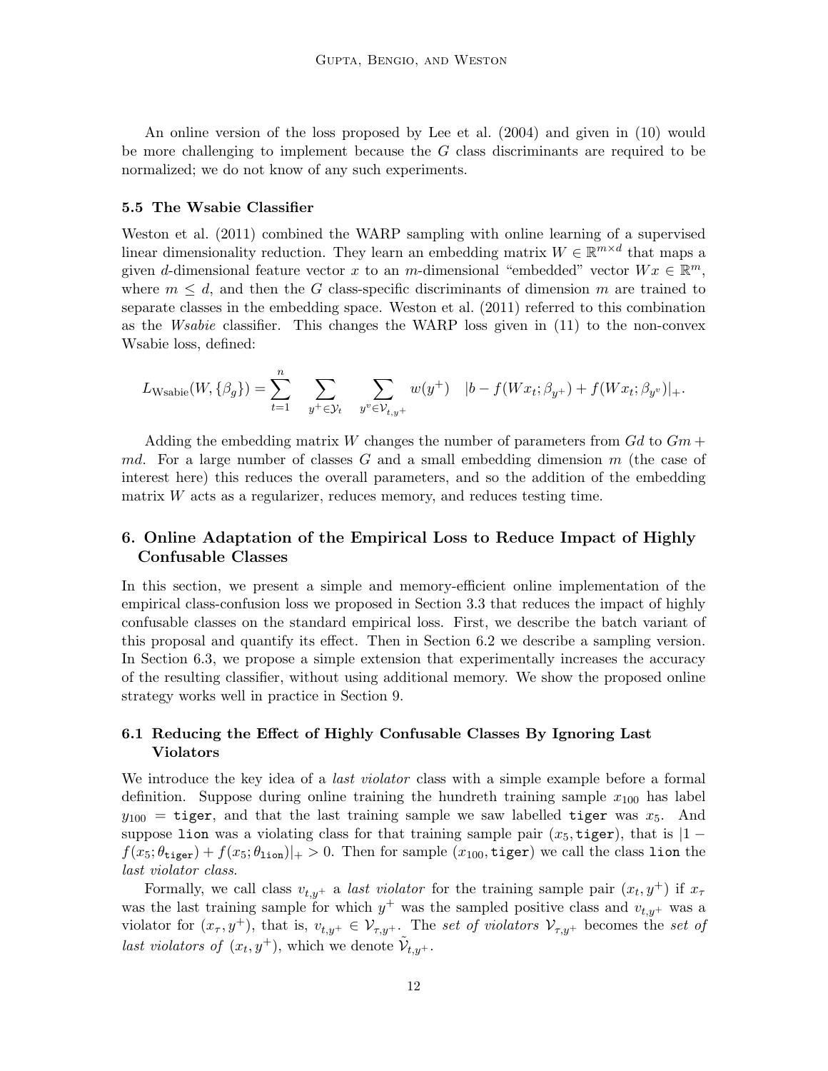An online version of the loss proposed by Lee et al. (2004) and given in (10) would be more challenging to implement because the $G$ class discriminants are required to be normalized; we do not know of any such experiments.

### 5.5 The Wsabie Classifier

Weston et al. (2011) combined the WARP sampling with online learning of a supervised linear dimensionality reduction. They learn an embedding matrix $W \in \mathbb{R}^{m \times d}$ that maps a given $d$-dimensional feature vector $x$ to an $m$-dimensional "embedded" vector $Wx \in \mathbb{R}^m$, where $m \leq d$, and then the $G$ class-specific discriminants of dimension $m$ are trained to separate classes in the embedding space. Weston et al. (2011) referred to this combination as the *Wsabie* classifier. This changes the WARP loss given in (11) to the non-convex Wsabie loss, defined:

$$L_{\text{Wsabie}}(W, \{\beta_g\}) = \sum_{t=1}^{n} \sum_{y^+ \in \mathcal{Y}_t} \sum_{y^v \in \mathcal{V}_{t,y^+}} w(y^+) \quad |b - f(Wx_t; \beta_{y^+}) + f(Wx_t; \beta_{y^v})|_+.$$

Adding the embedding matrix $W$ changes the number of parameters from $Gd$ to $Gm + md$. For a large number of classes $G$ and a small embedding dimension $m$ (the case of interest here) this reduces the overall parameters, and so the addition of the embedding matrix $W$ acts as a regularizer, reduces memory, and reduces testing time.

## 6. Online Adaptation of the Empirical Loss to Reduce Impact of Highly Confusable Classes

In this section, we present a simple and memory-efficient online implementation of the empirical class-confusion loss we proposed in Section 3.3 that reduces the impact of highly confusable classes on the standard empirical loss. First, we describe the batch variant of this proposal and quantify its effect. Then in Section 6.2 we describe a sampling version. In Section 6.3, we propose a simple extension that experimentally increases the accuracy of the resulting classifier, without using additional memory. We show the proposed online strategy works well in practice in Section 9.

### 6.1 Reducing the Effect of Highly Confusable Classes By Ignoring Last Violators

We introduce the key idea of a *last violator* class with a simple example before a formal definition. Suppose during online training the hundreth training sample $x_{100}$ has label $y_{100} = \texttt{tiger}$, and that the last training sample we saw labelled `tiger` was $x_5$. And suppose `lion` was a violating class for that training sample pair $(x_5, \texttt{tiger})$, that is $|1 - f(x_5; \theta_{\texttt{tiger}}) + f(x_5; \theta_{\texttt{lion}})|_+ > 0$. Then for sample $(x_{100}, \texttt{tiger})$ we call the class `lion` the *last violator class*.

Formally, we call class $v_{t,y^+}$ a *last violator* for the training sample pair $(x_t, y^+)$ if $x_\tau$ was the last training sample for which $y^+$ was the sampled positive class and $v_{t,y^+}$ was a violator for $(x_\tau, y^+)$, that is, $v_{t,y^+} \in \mathcal{V}_{\tau,y^+}$. The *set of violators* $\mathcal{V}_{\tau,y^+}$ becomes the *set of last violators of* $(x_t, y^+)$, which we denote $\tilde{\mathcal{V}}_{t,y^+}$.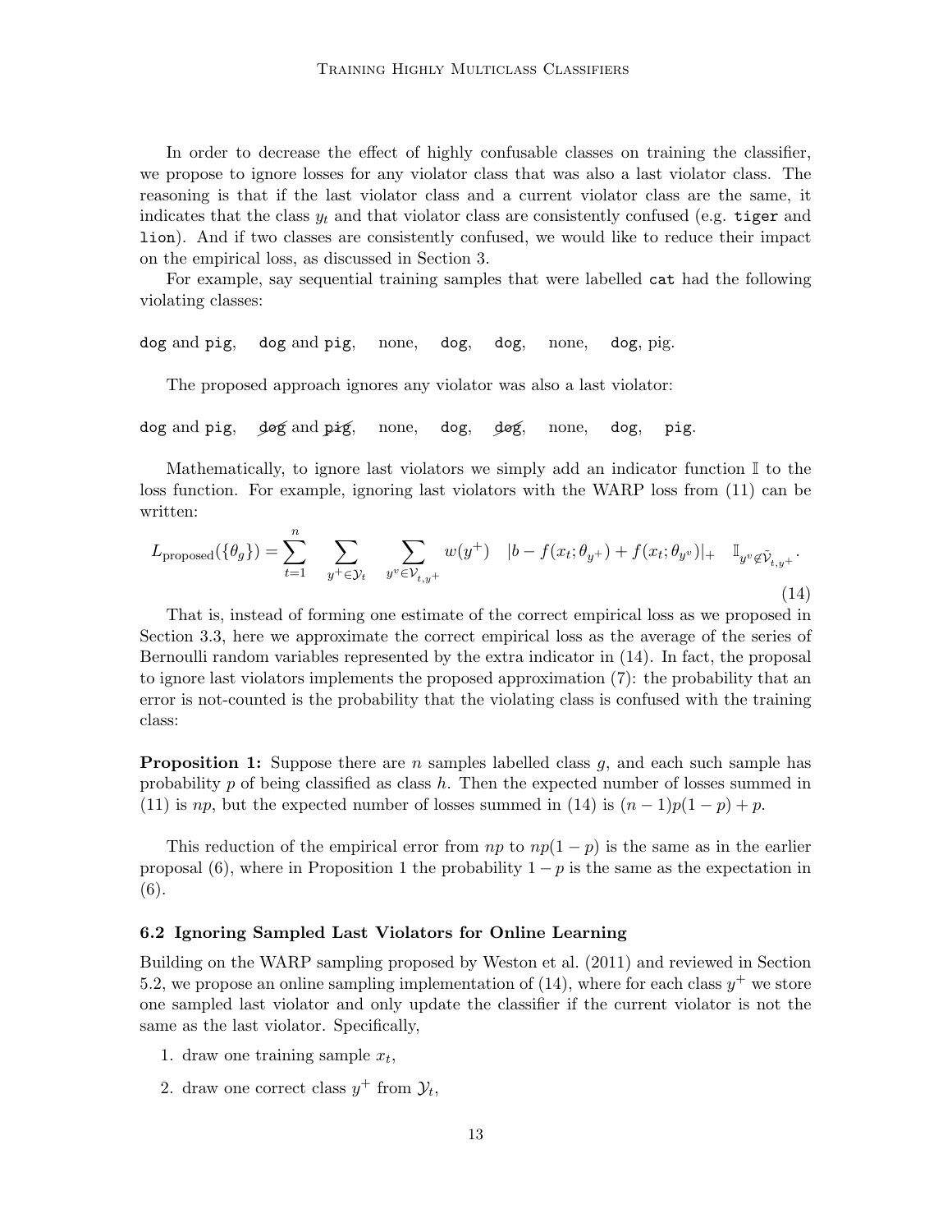In order to decrease the effect of highly confusable classes on training the classifier, we propose to ignore losses for any violator class that was also a last violator class. The reasoning is that if the last violator class and a current violator class are the same, it indicates that the class $y_t$ and that violator class are consistently confused (e.g. `tiger` and `lion`). And if two classes are consistently confused, we would like to reduce their impact on the empirical loss, as discussed in Section 3.

For example, say sequential training samples that were labelled `cat` had the following violating classes:

`dog` and `pig`, `dog` and `pig`, none, `dog`, `dog`, none, `dog`, pig.

The proposed approach ignores any violator was also a last violator:

`dog` and `pig`, ~~`dog`~~ and ~~`pig`~~, none, `dog`, ~~`dog`~~, none, `dog`, `pig`.

Mathematically, to ignore last violators we simply add an indicator function $\mathbb{I}$ to the loss function. For example, ignoring last violators with the WARP loss from (11) can be written:

$$L_{\text{proposed}}(\{\theta_g\}) = \sum_{t=1}^{n} \sum_{y^+ \in \mathcal{Y}_t} \sum_{y^v \in \mathcal{V}_{t,y^+}} w(y^+) \quad |b - f(x_t; \theta_{y^+}) + f(x_t; \theta_{y^v})|_+ \quad \mathbb{I}_{y^v \not\in \tilde{\mathcal{V}}_{t,y^+}}. \tag{14}$$

That is, instead of forming one estimate of the correct empirical loss as we proposed in Section 3.3, here we approximate the correct empirical loss as the average of the series of Bernoulli random variables represented by the extra indicator in (14). In fact, the proposal to ignore last violators implements the proposed approximation (7): the probability that an error is not-counted is the probability that the violating class is confused with the training class:

**Proposition 1:** Suppose there are $n$ samples labelled class $g$, and each such sample has probability $p$ of being classified as class $h$. Then the expected number of losses summed in (11) is $np$, but the expected number of losses summed in (14) is $(n-1)p(1-p) + p$.

This reduction of the empirical error from $np$ to $np(1-p)$ is the same as in the earlier proposal (6), where in Proposition 1 the probability $1-p$ is the same as the expectation in (6).

### 6.2 Ignoring Sampled Last Violators for Online Learning

Building on the WARP sampling proposed by Weston et al. (2011) and reviewed in Section 5.2, we propose an online sampling implementation of (14), where for each class $y^+$ we store one sampled last violator and only update the classifier if the current violator is not the same as the last violator. Specifically,

1. draw one training sample $x_t$,
2. draw one correct class $y^+$ from $\mathcal{Y}_t$,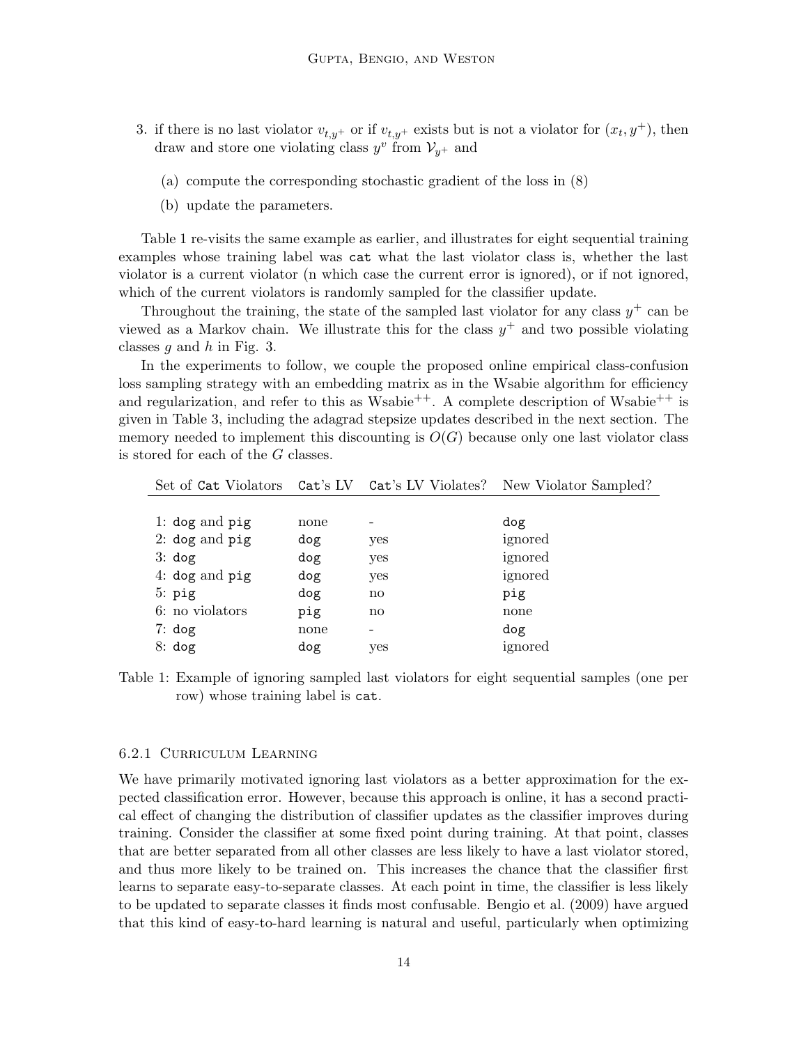3. if there is no last violator $v_{t,y^+}$ or if $v_{t,y^+}$ exists but is not a violator for $(x_t, y^+)$, then draw and store one violating class $y^v$ from $\mathcal{V}_{y^+}$ and

   (a) compute the corresponding stochastic gradient of the loss in (8)

   (b) update the parameters.

Table 1 re-visits the same example as earlier, and illustrates for eight sequential training examples whose training label was `cat` what the last violator class is, whether the last violator is a current violator (n which case the current error is ignored), or if not ignored, which of the current violators is randomly sampled for the classifier update.

Throughout the training, the state of the sampled last violator for any class $y^+$ can be viewed as a Markov chain. We illustrate this for the class $y^+$ and two possible violating classes $g$ and $h$ in Fig. 3.

In the experiments to follow, we couple the proposed online empirical class-confusion loss sampling strategy with an embedding matrix as in the Wsabie algorithm for efficiency and regularization, and refer to this as Wsabie$^{++}$. A complete description of Wsabie$^{++}$ is given in Table 3, including the adagrad stepsize updates described in the next section. The memory needed to implement this discounting is $O(G)$ because only one last violator class is stored for each of the $G$ classes.

| Set of `Cat` Violators | `Cat`'s LV | `Cat`'s LV Violates? | New Violator Sampled? |
|---|---|---|---|
| 1: `dog` and `pig` | none | - | `dog` |
| 2: `dog` and `pig` | `dog` | yes | ignored |
| 3: `dog` | `dog` | yes | ignored |
| 4: `dog` and `pig` | `dog` | yes | ignored |
| 5: `pig` | `dog` | no | `pig` |
| 6: no violators | `pig` | no | none |
| 7: `dog` | none | - | `dog` |
| 8: `dog` | `dog` | yes | ignored |

Table 1: Example of ignoring sampled last violators for eight sequential samples (one per row) whose training label is `cat`.

### 6.2.1 Curriculum Learning

We have primarily motivated ignoring last violators as a better approximation for the expected classification error. However, because this approach is online, it has a second practical effect of changing the distribution of classifier updates as the classifier improves during training. Consider the classifier at some fixed point during training. At that point, classes that are better separated from all other classes are less likely to have a last violator stored, and thus more likely to be trained on. This increases the chance that the classifier first learns to separate easy-to-separate classes. At each point in time, the classifier is less likely to be updated to separate classes it finds most confusable. Bengio et al. (2009) have argued that this kind of easy-to-hard learning is natural and useful, particularly when optimizing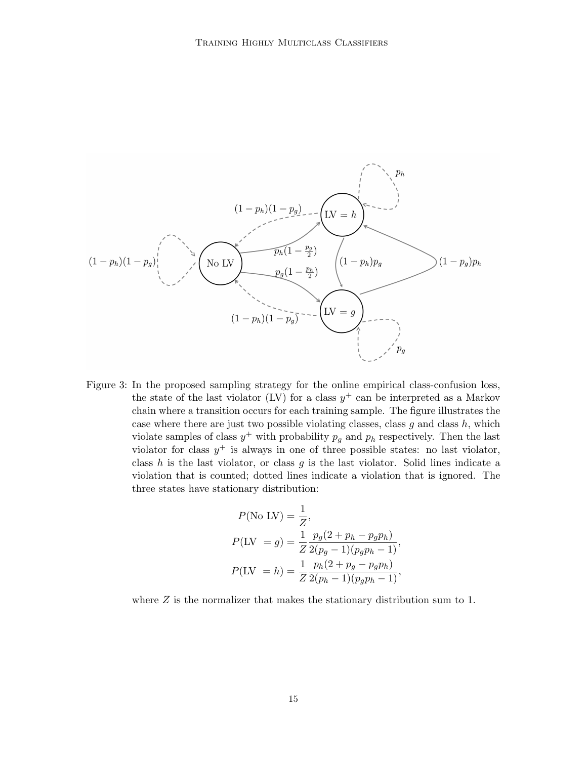Figure 3: In the proposed sampling strategy for the online empirical class-confusion loss, the state of the last violator (LV) for a class $y^+$ can be interpreted as a Markov chain where a transition occurs for each training sample. The figure illustrates the case where there are just two possible violating classes, class $g$ and class $h$, which violate samples of class $y^+$ with probability $p_g$ and $p_h$ respectively. Then the last violator for class $y^+$ is always in one of three possible states: no last violator, class $h$ is the last violator, or class $g$ is the last violator. Solid lines indicate a violation that is counted; dotted lines indicate a violation that is ignored. The three states have stationary distribution:

$$
\begin{aligned}
P(\text{No LV}) &= \frac{1}{Z}, \\
P(\text{LV } = g) &= \frac{1}{Z} \frac{p_g(2 + p_h - p_g p_h)}{2(p_g - 1)(p_g p_h - 1)}, \\
P(\text{LV } = h) &= \frac{1}{Z} \frac{p_h(2 + p_g - p_g p_h)}{2(p_h - 1)(p_g p_h - 1)},
\end{aligned}
$$

where $Z$ is the normalizer that makes the stationary distribution sum to 1.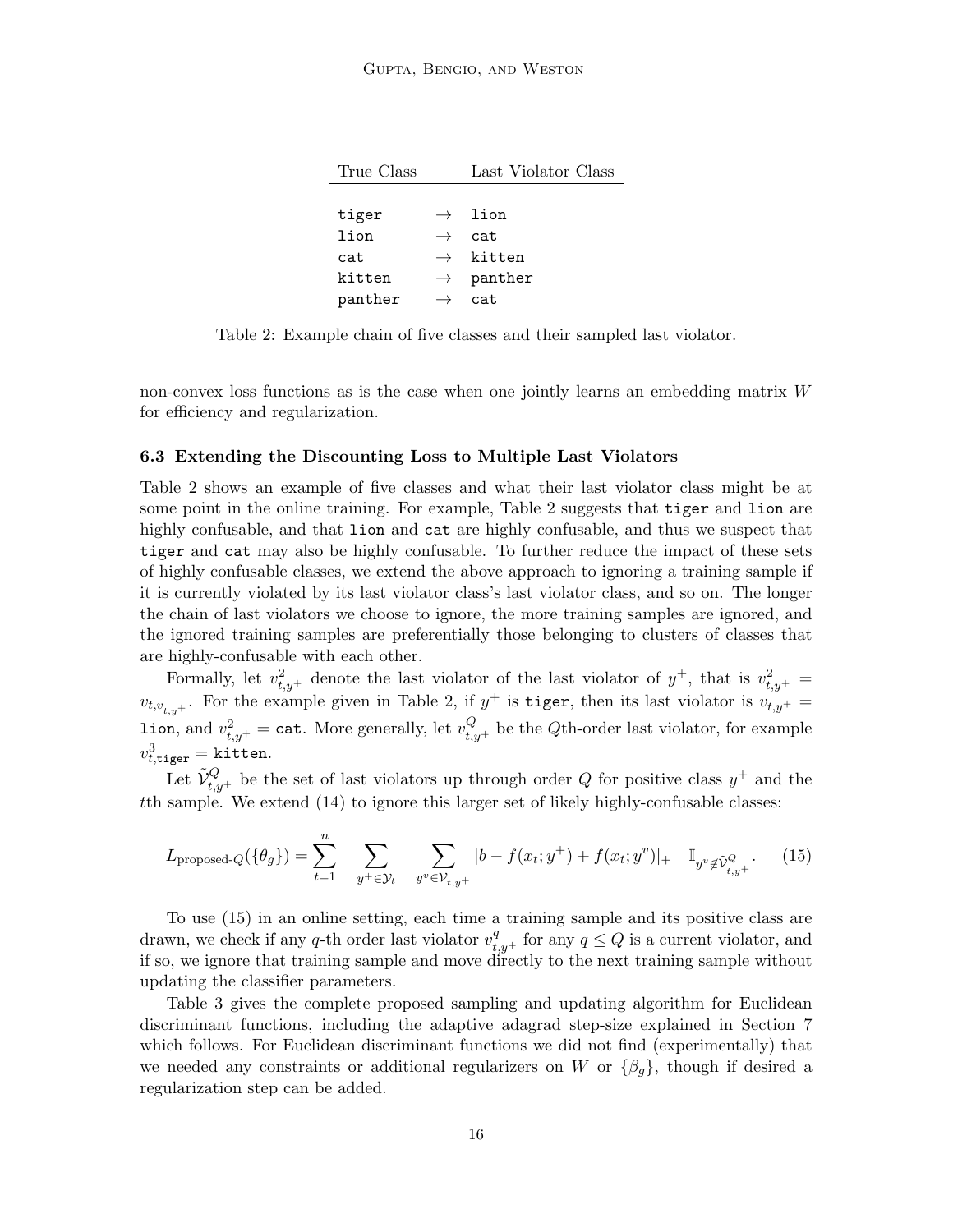| True Class | | Last Violator Class |
|---|---|---|
| tiger | $\rightarrow$ | lion |
| lion | $\rightarrow$ | cat |
| cat | $\rightarrow$ | kitten |
| kitten | $\rightarrow$ | panther |
| panther | $\rightarrow$ | cat |

Table 2: Example chain of five classes and their sampled last violator.

non-convex loss functions as is the case when one jointly learns an embedding matrix $W$ for efficiency and regularization.

### 6.3 Extending the Discounting Loss to Multiple Last Violators

Table 2 shows an example of five classes and what their last violator class might be at some point in the online training. For example, Table 2 suggests that `tiger` and `lion` are highly confusable, and that `lion` and `cat` are highly confusable, and thus we suspect that `tiger` and `cat` may also be highly confusable. To further reduce the impact of these sets of highly confusable classes, we extend the above approach to ignoring a training sample if it is currently violated by its last violator class's last violator class, and so on. The longer the chain of last violators we choose to ignore, the more training samples are ignored, and the ignored training samples are preferentially those belonging to clusters of classes that are highly-confusable with each other.

Formally, let $v^2_{t,y^+}$ denote the last violator of the last violator of $y^+$, that is $v^2_{t,y^+} = v_{t,v_{t,y^+}}$. For the example given in Table 2, if $y^+$ is `tiger`, then its last violator is $v_{t,y^+} = \texttt{lion}$, and $v^2_{t,y^+} = \texttt{cat}$. More generally, let $v^Q_{t,y^+}$ be the $Q$th-order last violator, for example $v^3_{t,\texttt{tiger}} = \texttt{kitten}$.

Let $\tilde{\mathcal{V}}^Q_{t,y^+}$ be the set of last violators up through order $Q$ for positive class $y^+$ and the $t$th sample. We extend (14) to ignore this larger set of likely highly-confusable classes:

$$L_{\text{proposed-}Q}(\{\theta_g\}) = \sum_{t=1}^{n} \sum_{y^+ \in \mathcal{Y}_t} \sum_{y^v \in \mathcal{V}_{t,y^+}} |b - f(x_t; y^+) + f(x_t; y^v)|_+ \quad \mathbb{I}_{y^v \notin \tilde{\mathcal{V}}^Q_{t,y^+}}. \tag{15}$$

To use (15) in an online setting, each time a training sample and its positive class are drawn, we check if any $q$-th order last violator $v^q_{t,y^+}$ for any $q \leq Q$ is a current violator, and if so, we ignore that training sample and move directly to the next training sample without updating the classifier parameters.

Table 3 gives the complete proposed sampling and updating algorithm for Euclidean discriminant functions, including the adaptive adagrad step-size explained in Section 7 which follows. For Euclidean discriminant functions we did not find (experimentally) that we needed any constraints or additional regularizers on $W$ or $\{\beta_g\}$, though if desired a regularization step can be added.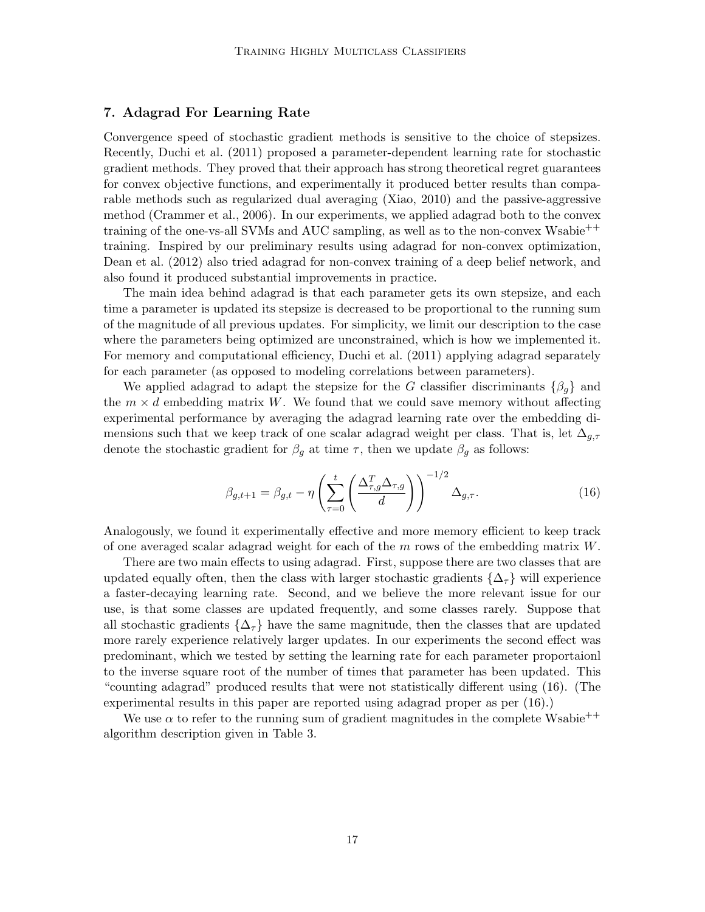## 7. Adagrad For Learning Rate

Convergence speed of stochastic gradient methods is sensitive to the choice of stepsizes. Recently, Duchi et al. (2011) proposed a parameter-dependent learning rate for stochastic gradient methods. They proved that their approach has strong theoretical regret guarantees for convex objective functions, and experimentally it produced better results than comparable methods such as regularized dual averaging (Xiao, 2010) and the passive-aggressive method (Crammer et al., 2006). In our experiments, we applied adagrad both to the convex training of the one-vs-all SVMs and AUC sampling, as well as to the non-convex Wsabie$^{++}$ training. Inspired by our preliminary results using adagrad for non-convex optimization, Dean et al. (2012) also tried adagrad for non-convex training of a deep belief network, and also found it produced substantial improvements in practice.

The main idea behind adagrad is that each parameter gets its own stepsize, and each time a parameter is updated its stepsize is decreased to be proportional to the running sum of the magnitude of all previous updates. For simplicity, we limit our description to the case where the parameters being optimized are unconstrained, which is how we implemented it. For memory and computational efficiency, Duchi et al. (2011) applying adagrad separately for each parameter (as opposed to modeling correlations between parameters).

We applied adagrad to adapt the stepsize for the $G$ classifier discriminants $\{\beta_g\}$ and the $m \times d$ embedding matrix $W$. We found that we could save memory without affecting experimental performance by averaging the adagrad learning rate over the embedding dimensions such that we keep track of one scalar adagrad weight per class. That is, let $\Delta_{g,\tau}$ denote the stochastic gradient for $\beta_g$ at time $\tau$, then we update $\beta_g$ as follows:

$$\beta_{g,t+1} = \beta_{g,t} - \eta \left( \sum_{\tau=0}^{t} \left( \frac{\Delta_{\tau,g}^T \Delta_{\tau,g}}{d} \right) \right)^{-1/2} \Delta_{g,\tau}. \tag{16}$$

Analogously, we found it experimentally effective and more memory efficient to keep track of one averaged scalar adagrad weight for each of the $m$ rows of the embedding matrix $W$.

There are two main effects to using adagrad. First, suppose there are two classes that are updated equally often, then the class with larger stochastic gradients $\{\Delta_\tau\}$ will experience a faster-decaying learning rate. Second, and we believe the more relevant issue for our use, is that some classes are updated frequently, and some classes rarely. Suppose that all stochastic gradients $\{\Delta_\tau\}$ have the same magnitude, then the classes that are updated more rarely experience relatively larger updates. In our experiments the second effect was predominant, which we tested by setting the learning rate for each parameter proportaionl to the inverse square root of the number of times that parameter has been updated. This "counting adagrad" produced results that were not statistically different using (16). (The experimental results in this paper are reported using adagrad proper as per (16).)

We use $\alpha$ to refer to the running sum of gradient magnitudes in the complete Wsabie$^{++}$ algorithm description given in Table 3.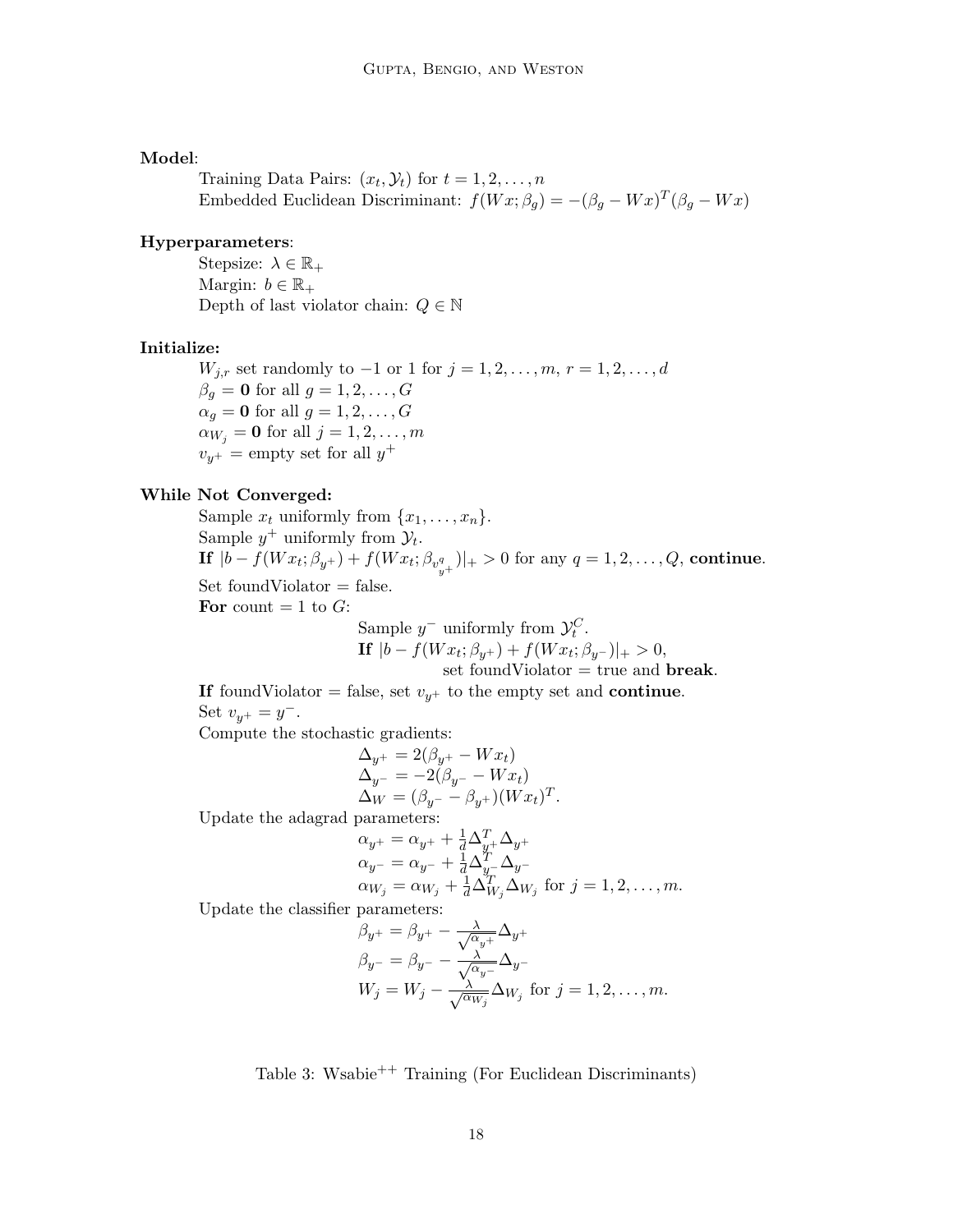**Model**:

Training Data Pairs: $(x_t, \mathcal{Y}_t)$ for $t = 1, 2, \ldots, n$

Embedded Euclidean Discriminant: $f(Wx; \beta_g) = -(\beta_g - Wx)^T(\beta_g - Wx)$

**Hyperparameters**:

Stepsize: $\lambda \in \mathbb{R}_+$

Margin: $b \in \mathbb{R}_+$

Depth of last violator chain: $Q \in \mathbb{N}$

**Initialize:**

$W_{j,r}$ set randomly to $-1$ or 1 for $j = 1, 2, \ldots, m$, $r = 1, 2, \ldots, d$

$\beta_g = \mathbf{0}$ for all $g = 1, 2, \ldots, G$

$\alpha_g = \mathbf{0}$ for all $g = 1, 2, \ldots, G$

$\alpha_{W_j} = \mathbf{0}$ for all $j = 1, 2, \ldots, m$

$v_{y^+}$ = empty set for all $y^+$

**While Not Converged:**

Sample $x_t$ uniformly from $\{x_1, \ldots, x_n\}$.

Sample $y^+$ uniformly from $\mathcal{Y}_t$.

**If** $|b - f(Wx_t; \beta_{y^+}) + f(Wx_t; \beta_{v^q_{y^+}})|_+ > 0$ for any $q = 1, 2, \ldots, Q$, **continue**.

Set foundViolator = false.

**For** count = 1 to $G$:

Sample $y^-$ uniformly from $\mathcal{Y}_t^C$.

**If** $|b - f(Wx_t; \beta_{y^+}) + f(Wx_t; \beta_{y^-})|_+ > 0$,

set foundViolator = true and **break**.

**If** foundViolator = false, set $v_{y^+}$ to the empty set and **continue**.

Set $v_{y^+} = y^-$.

Compute the stochastic gradients:

$$\Delta_{y^+} = 2(\beta_{y^+} - Wx_t)$$
$$\Delta_{y^-} = -2(\beta_{y^-} - Wx_t)$$
$$\Delta_W = (\beta_{y^-} - \beta_{y^+})(Wx_t)^T.$$

Update the adagrad parameters:

$$\alpha_{y^+} = \alpha_{y^+} + \frac{1}{d}\Delta_{y^+}^T \Delta_{y^+}$$
$$\alpha_{y^-} = \alpha_{y^-} + \frac{1}{d}\Delta_{y^-}^T \Delta_{y^-}$$
$$\alpha_{W_j} = \alpha_{W_j} + \frac{1}{d}\Delta_{W_j}^T \Delta_{W_j} \text{ for } j = 1, 2, \ldots, m.$$

Update the classifier parameters:

$$\beta_{y^+} = \beta_{y^+} - \frac{\lambda}{\sqrt{\alpha_{y^+}}}\Delta_{y^+}$$
$$\beta_{y^-} = \beta_{y^-} - \frac{\lambda}{\sqrt{\alpha_{y^-}}}\Delta_{y^-}$$
$$W_j = W_j - \frac{\lambda}{\sqrt{\alpha_{W_j}}}\Delta_{W_j} \text{ for } j = 1, 2, \ldots, m.$$

Table 3: Wsabie$^{++}$ Training (For Euclidean Discriminants)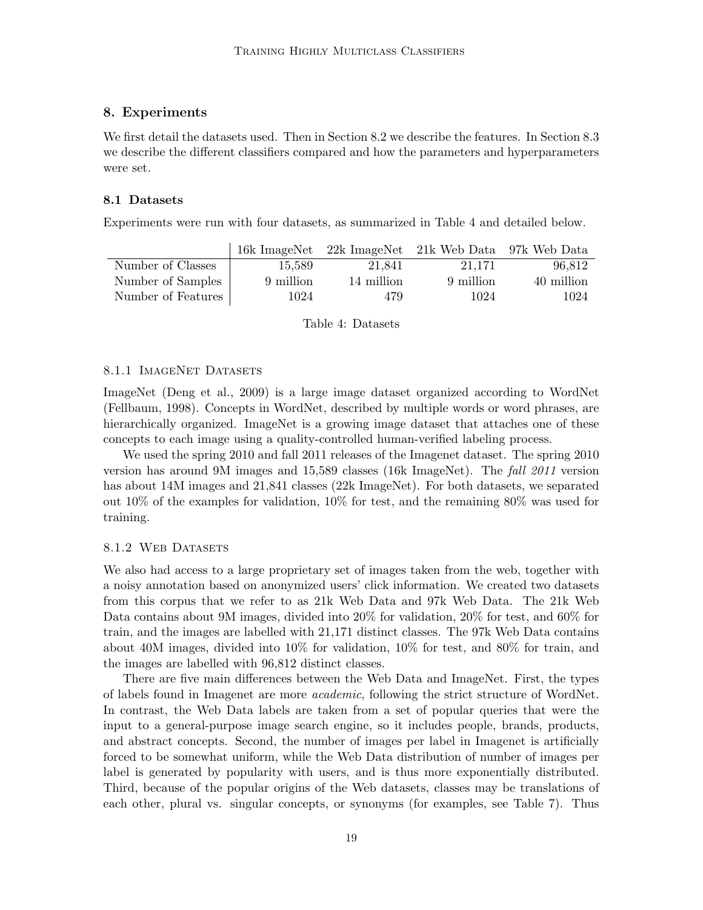## 8. Experiments

We first detail the datasets used. Then in Section 8.2 we describe the features. In Section 8.3 we describe the different classifiers compared and how the parameters and hyperparameters were set.

### 8.1 Datasets

Experiments were run with four datasets, as summarized in Table 4 and detailed below.

| | 16k ImageNet | 22k ImageNet | 21k Web Data | 97k Web Data |
|---|---|---|---|---|
| Number of Classes | 15,589 | 21,841 | 21,171 | 96,812 |
| Number of Samples | 9 million | 14 million | 9 million | 40 million |
| Number of Features | 1024 | 479 | 1024 | 1024 |

Table 4: Datasets

#### 8.1.1 ImageNet Datasets

ImageNet (Deng et al., 2009) is a large image dataset organized according to WordNet (Fellbaum, 1998). Concepts in WordNet, described by multiple words or word phrases, are hierarchically organized. ImageNet is a growing image dataset that attaches one of these concepts to each image using a quality-controlled human-verified labeling process.

We used the spring 2010 and fall 2011 releases of the Imagenet dataset. The spring 2010 version has around 9M images and 15,589 classes (16k ImageNet). The *fall 2011* version has about 14M images and 21,841 classes (22k ImageNet). For both datasets, we separated out 10% of the examples for validation, 10% for test, and the remaining 80% was used for training.

#### 8.1.2 Web Datasets

We also had access to a large proprietary set of images taken from the web, together with a noisy annotation based on anonymized users' click information. We created two datasets from this corpus that we refer to as 21k Web Data and 97k Web Data. The 21k Web Data contains about 9M images, divided into 20% for validation, 20% for test, and 60% for train, and the images are labelled with 21,171 distinct classes. The 97k Web Data contains about 40M images, divided into 10% for validation, 10% for test, and 80% for train, and the images are labelled with 96,812 distinct classes.

There are five main differences between the Web Data and ImageNet. First, the types of labels found in Imagenet are more *academic*, following the strict structure of WordNet. In contrast, the Web Data labels are taken from a set of popular queries that were the input to a general-purpose image search engine, so it includes people, brands, products, and abstract concepts. Second, the number of images per label in Imagenet is artificially forced to be somewhat uniform, while the Web Data distribution of number of images per label is generated by popularity with users, and is thus more exponentially distributed. Third, because of the popular origins of the Web datasets, classes may be translations of each other, plural vs. singular concepts, or synonyms (for examples, see Table 7). Thus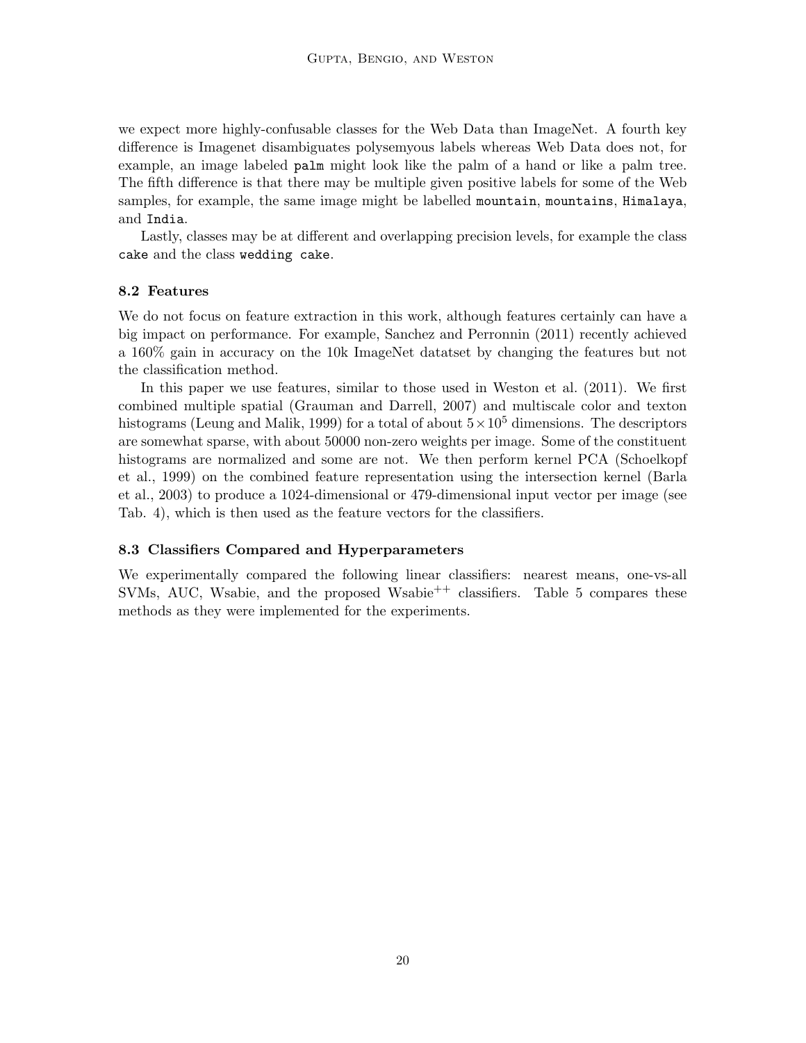we expect more highly-confusable classes for the Web Data than ImageNet. A fourth key difference is Imagenet disambiguates polysemyous labels whereas Web Data does not, for example, an image labeled `palm` might look like the palm of a hand or like a palm tree. The fifth difference is that there may be multiple given positive labels for some of the Web samples, for example, the same image might be labelled `mountain`, `mountains`, `Himalaya`, and `India`.

Lastly, classes may be at different and overlapping precision levels, for example the class `cake` and the class `wedding cake`.

### 8.2 Features

We do not focus on feature extraction in this work, although features certainly can have a big impact on performance. For example, Sanchez and Perronnin (2011) recently achieved a 160% gain in accuracy on the 10k ImageNet datatset by changing the features but not the classification method.

In this paper we use features, similar to those used in Weston et al. (2011). We first combined multiple spatial (Grauman and Darrell, 2007) and multiscale color and texton histograms (Leung and Malik, 1999) for a total of about $5 \times 10^5$ dimensions. The descriptors are somewhat sparse, with about 50000 non-zero weights per image. Some of the constituent histograms are normalized and some are not. We then perform kernel PCA (Schoelkopf et al., 1999) on the combined feature representation using the intersection kernel (Barla et al., 2003) to produce a 1024-dimensional or 479-dimensional input vector per image (see Tab. 4), which is then used as the feature vectors for the classifiers.

### 8.3 Classifiers Compared and Hyperparameters

We experimentally compared the following linear classifiers: nearest means, one-vs-all SVMs, AUC, Wsabie, and the proposed Wsabie$^{++}$ classifiers. Table 5 compares these methods as they were implemented for the experiments.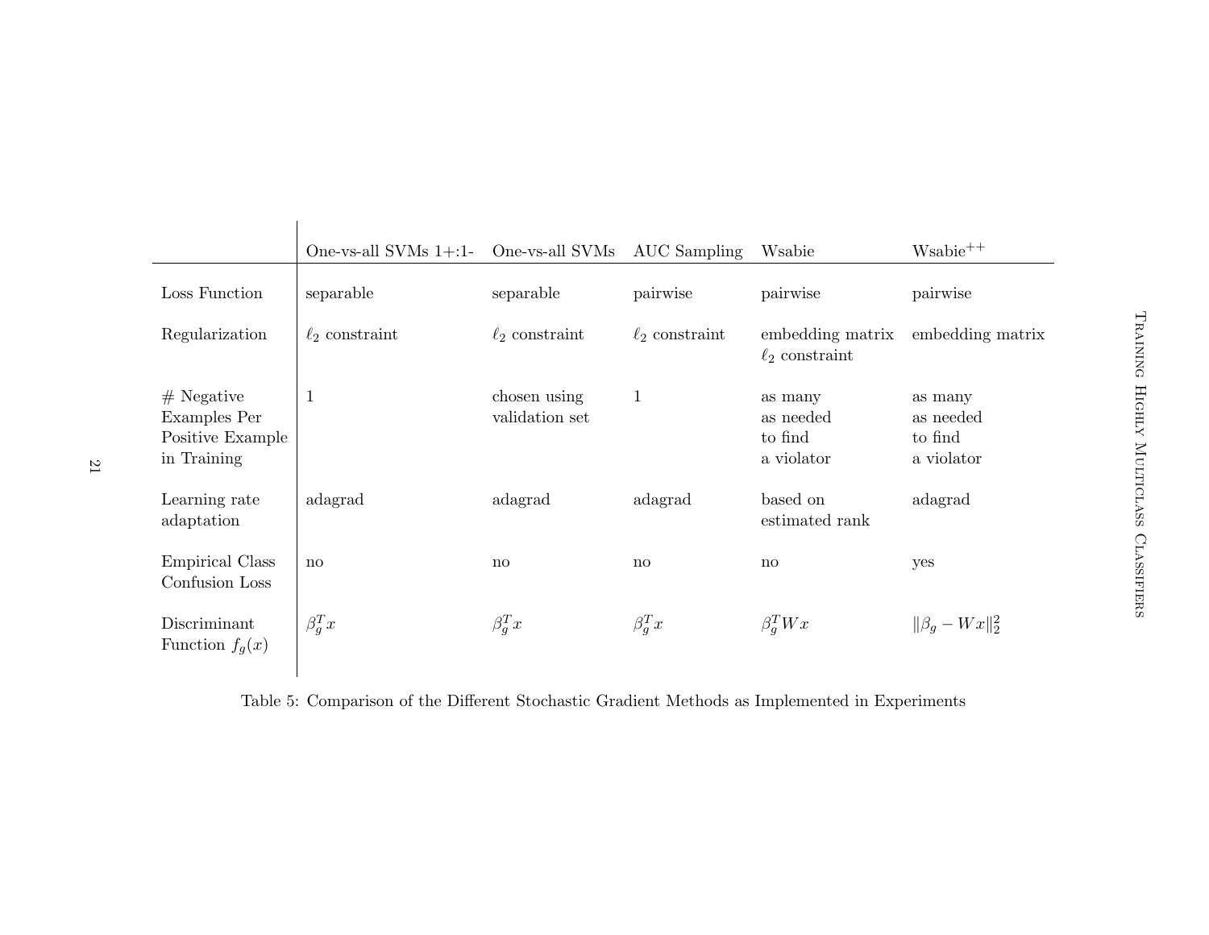|  | One-vs-all SVMs 1+:1- | One-vs-all SVMs | AUC Sampling | Wsabie | Wsabie$^{++}$ |
|---|---|---|---|---|---|
| Loss Function | separable | separable | pairwise | pairwise | pairwise |
| Regularization | $\ell_2$ constraint | $\ell_2$ constraint | $\ell_2$ constraint | embedding matrix $\ell_2$ constraint | embedding matrix |
| # Negative Examples Per Positive Example in Training | 1 | chosen using validation set | 1 | as many as needed to find a violator | as many as needed to find a violator |
| Learning rate adaptation | adagrad | adagrad | adagrad | based on estimated rank | adagrad |
| Empirical Class Confusion Loss | no | no | no | no | yes |
| Discriminant Function $f_g(x)$ | $\beta_g^T x$ | $\beta_g^T x$ | $\beta_g^T x$ | $\beta_g^T W x$ | $\|\beta_g - Wx\|_2^2$ |

Table 5: Comparison of the Different Stochastic Gradient Methods as Implemented in Experiments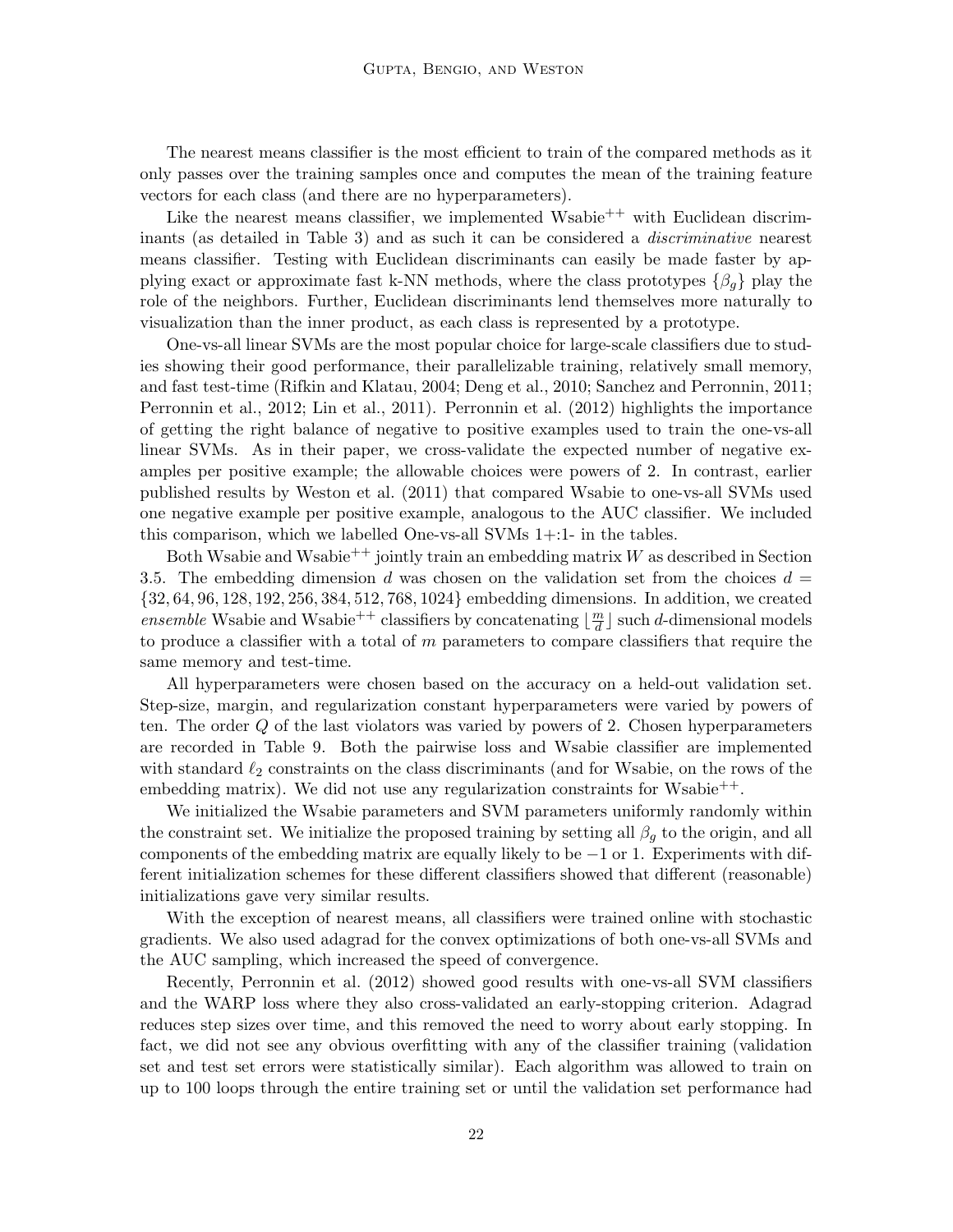The nearest means classifier is the most efficient to train of the compared methods as it only passes over the training samples once and computes the mean of the training feature vectors for each class (and there are no hyperparameters).

Like the nearest means classifier, we implemented Wsabie$^{++}$ with Euclidean discriminants (as detailed in Table 3) and as such it can be considered a *discriminative* nearest means classifier. Testing with Euclidean discriminants can easily be made faster by applying exact or approximate fast k-NN methods, where the class prototypes $\{\beta_g\}$ play the role of the neighbors. Further, Euclidean discriminants lend themselves more naturally to visualization than the inner product, as each class is represented by a prototype.

One-vs-all linear SVMs are the most popular choice for large-scale classifiers due to studies showing their good performance, their parallelizable training, relatively small memory, and fast test-time (Rifkin and Klatau, 2004; Deng et al., 2010; Sanchez and Perronnin, 2011; Perronnin et al., 2012; Lin et al., 2011). Perronnin et al. (2012) highlights the importance of getting the right balance of negative to positive examples used to train the one-vs-all linear SVMs. As in their paper, we cross-validate the expected number of negative examples per positive example; the allowable choices were powers of 2. In contrast, earlier published results by Weston et al. (2011) that compared Wsabie to one-vs-all SVMs used one negative example per positive example, analogous to the AUC classifier. We included this comparison, which we labelled One-vs-all SVMs 1+:1- in the tables.

Both Wsabie and Wsabie$^{++}$ jointly train an embedding matrix $W$ as described in Section 3.5. The embedding dimension $d$ was chosen on the validation set from the choices $d = \{32, 64, 96, 128, 192, 256, 384, 512, 768, 1024\}$ embedding dimensions. In addition, we created *ensemble* Wsabie and Wsabie$^{++}$ classifiers by concatenating $\lfloor \frac{m}{d} \rfloor$ such $d$-dimensional models to produce a classifier with a total of $m$ parameters to compare classifiers that require the same memory and test-time.

All hyperparameters were chosen based on the accuracy on a held-out validation set. Step-size, margin, and regularization constant hyperparameters were varied by powers of ten. The order $Q$ of the last violators was varied by powers of 2. Chosen hyperparameters are recorded in Table 9. Both the pairwise loss and Wsabie classifier are implemented with standard $\ell_2$ constraints on the class discriminants (and for Wsabie, on the rows of the embedding matrix). We did not use any regularization constraints for Wsabie$^{++}$.

We initialized the Wsabie parameters and SVM parameters uniformly randomly within the constraint set. We initialize the proposed training by setting all $\beta_g$ to the origin, and all components of the embedding matrix are equally likely to be $-1$ or 1. Experiments with different initialization schemes for these different classifiers showed that different (reasonable) initializations gave very similar results.

With the exception of nearest means, all classifiers were trained online with stochastic gradients. We also used adagrad for the convex optimizations of both one-vs-all SVMs and the AUC sampling, which increased the speed of convergence.

Recently, Perronnin et al. (2012) showed good results with one-vs-all SVM classifiers and the WARP loss where they also cross-validated an early-stopping criterion. Adagrad reduces step sizes over time, and this removed the need to worry about early stopping. In fact, we did not see any obvious overfitting with any of the classifier training (validation set and test set errors were statistically similar). Each algorithm was allowed to train on up to 100 loops through the entire training set or until the validation set performance had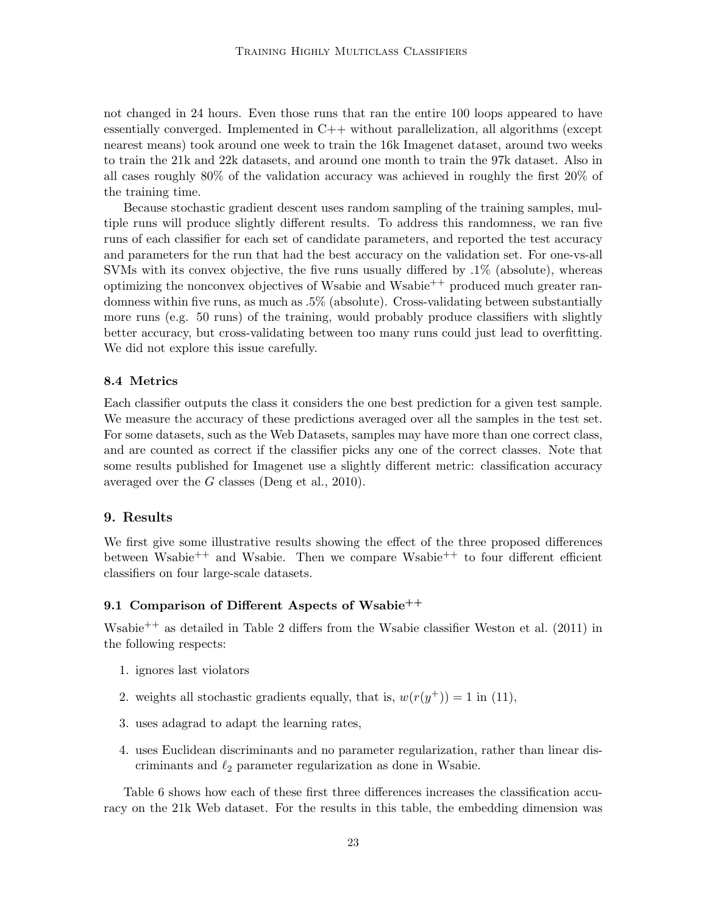not changed in 24 hours. Even those runs that ran the entire 100 loops appeared to have essentially converged. Implemented in C++ without parallelization, all algorithms (except nearest means) took around one week to train the 16k Imagenet dataset, around two weeks to train the 21k and 22k datasets, and around one month to train the 97k dataset. Also in all cases roughly 80% of the validation accuracy was achieved in roughly the first 20% of the training time.

Because stochastic gradient descent uses random sampling of the training samples, multiple runs will produce slightly different results. To address this randomness, we ran five runs of each classifier for each set of candidate parameters, and reported the test accuracy and parameters for the run that had the best accuracy on the validation set. For one-vs-all SVMs with its convex objective, the five runs usually differed by .1% (absolute), whereas optimizing the nonconvex objectives of Wsabie and Wsabie$^{++}$ produced much greater randomness within five runs, as much as .5% (absolute). Cross-validating between substantially more runs (e.g. 50 runs) of the training, would probably produce classifiers with slightly better accuracy, but cross-validating between too many runs could just lead to overfitting. We did not explore this issue carefully.

### 8.4 Metrics

Each classifier outputs the class it considers the one best prediction for a given test sample. We measure the accuracy of these predictions averaged over all the samples in the test set. For some datasets, such as the Web Datasets, samples may have more than one correct class, and are counted as correct if the classifier picks any one of the correct classes. Note that some results published for Imagenet use a slightly different metric: classification accuracy averaged over the $G$ classes (Deng et al., 2010).

## 9. Results

We first give some illustrative results showing the effect of the three proposed differences between Wsabie$^{++}$ and Wsabie. Then we compare Wsabie$^{++}$ to four different efficient classifiers on four large-scale datasets.

### 9.1 Comparison of Different Aspects of Wsabie$^{++}$

Wsabie$^{++}$ as detailed in Table 2 differs from the Wsabie classifier Weston et al. (2011) in the following respects:

1. ignores last violators
2. weights all stochastic gradients equally, that is, $w(r(y^+)) = 1$ in (11),
3. uses adagrad to adapt the learning rates,
4. uses Euclidean discriminants and no parameter regularization, rather than linear discriminants and $\ell_2$ parameter regularization as done in Wsabie.

Table 6 shows how each of these first three differences increases the classification accuracy on the 21k Web dataset. For the results in this table, the embedding dimension was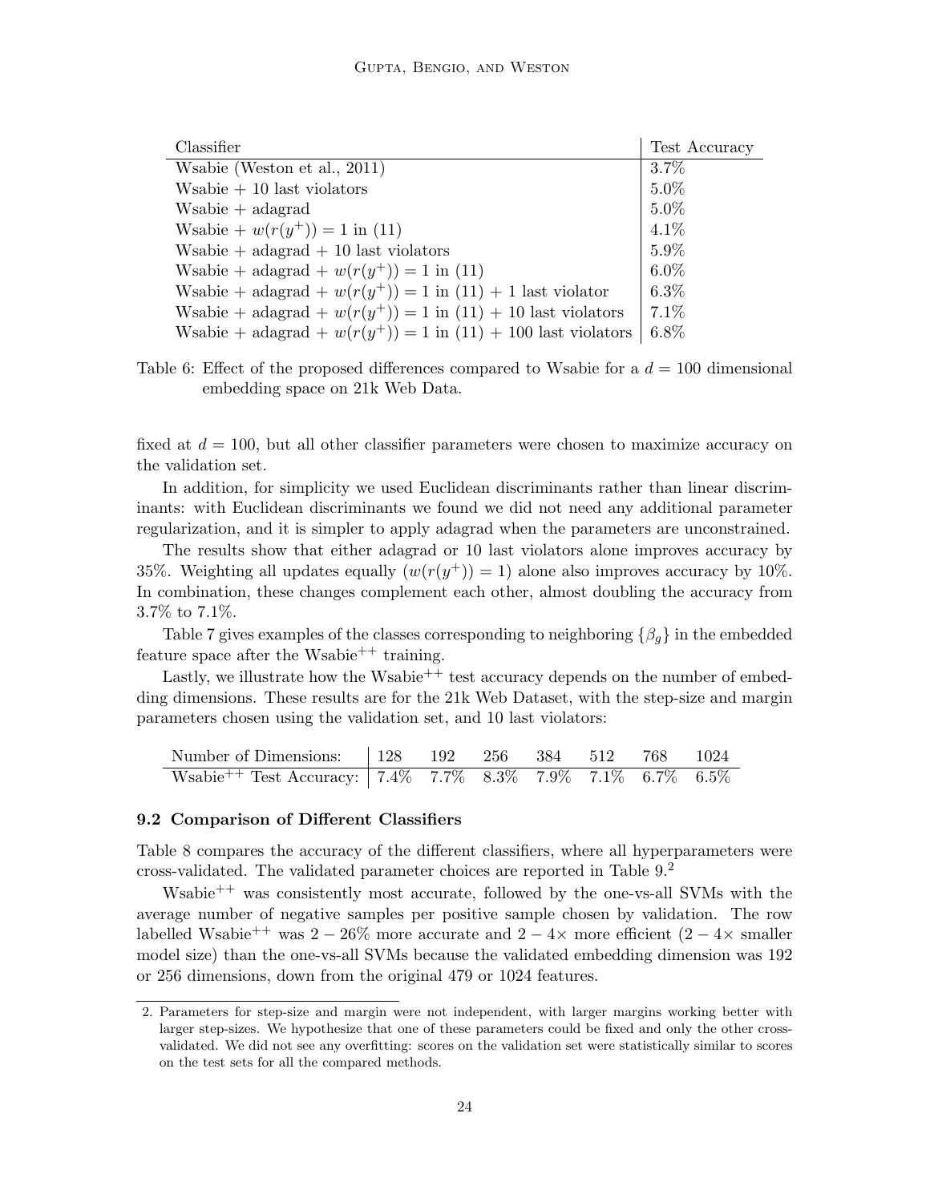| Classifier | Test Accuracy |
|---|---|
| Wsabie (Weston et al., 2011) | 3.7% |
| Wsabie + 10 last violators | 5.0% |
| Wsabie + adagrad | 5.0% |
| Wsabie + $w(r(y^+)) = 1$ in (11) | 4.1% |
| Wsabie + adagrad + 10 last violators | 5.9% |
| Wsabie + adagrad + $w(r(y^+)) = 1$ in (11) | 6.0% |
| Wsabie + adagrad + $w(r(y^+)) = 1$ in (11) + 1 last violator | 6.3% |
| Wsabie + adagrad + $w(r(y^+)) = 1$ in (11) + 10 last violators | 7.1% |
| Wsabie + adagrad + $w(r(y^+)) = 1$ in (11) + 100 last violators | 6.8% |

Table 6: Effect of the proposed differences compared to Wsabie for a $d = 100$ dimensional embedding space on 21k Web Data.

fixed at $d = 100$, but all other classifier parameters were chosen to maximize accuracy on the validation set.

In addition, for simplicity we used Euclidean discriminants rather than linear discriminants: with Euclidean discriminants we found we did not need any additional parameter regularization, and it is simpler to apply adagrad when the parameters are unconstrained.

The results show that either adagrad or 10 last violators alone improves accuracy by 35%. Weighting all updates equally ($w(r(y^+)) = 1$) alone also improves accuracy by 10%. In combination, these changes complement each other, almost doubling the accuracy from 3.7% to 7.1%.

Table 7 gives examples of the classes corresponding to neighboring $\{\beta_g\}$ in the embedded feature space after the Wsabie$^{++}$ training.

Lastly, we illustrate how the Wsabie$^{++}$ test accuracy depends on the number of embedding dimensions. These results are for the 21k Web Dataset, with the step-size and margin parameters chosen using the validation set, and 10 last violators:

| Number of Dimensions: | 128 | 192 | 256 | 384 | 512 | 768 | 1024 |
|---|---|---|---|---|---|---|---|
| Wsabie$^{++}$ Test Accuracy: | 7.4% | 7.7% | 8.3% | 7.9% | 7.1% | 6.7% | 6.5% |

### 9.2 Comparison of Different Classifiers

Table 8 compares the accuracy of the different classifiers, where all hyperparameters were cross-validated. The validated parameter choices are reported in Table 9.[2]

Wsabie$^{++}$ was consistently most accurate, followed by the one-vs-all SVMs with the average number of negative samples per positive sample chosen by validation. The row labelled Wsabie$^{++}$ was $2 - 26\%$ more accurate and $2 - 4\times$ more efficient ($2 - 4\times$ smaller model size) than the one-vs-all SVMs because the validated embedding dimension was 192 or 256 dimensions, down from the original 479 or 1024 features.

2. Parameters for step-size and margin were not independent, with larger margins working better with larger step-sizes. We hypothesize that one of these parameters could be fixed and only the other cross-validated. We did not see any overfitting: scores on the validation set were statistically similar to scores on the test sets for all the compared methods.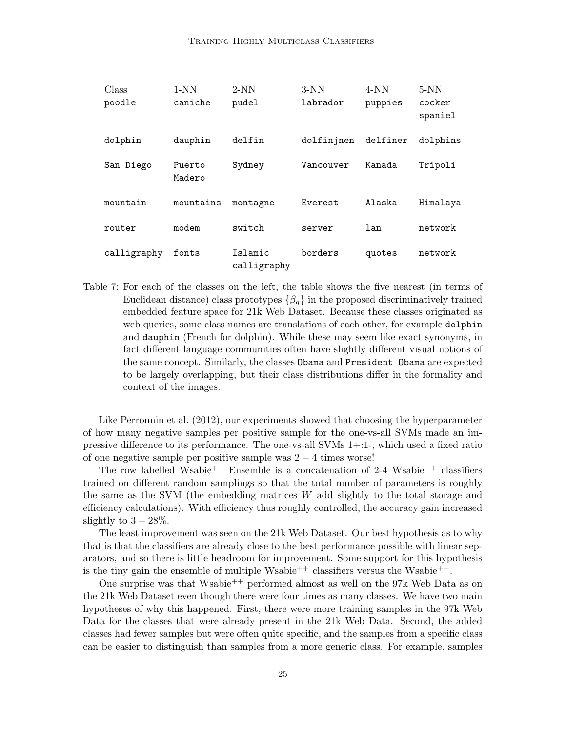| Class | 1-NN | 2-NN | 3-NN | 4-NN | 5-NN |
|---|---|---|---|---|---|
| poodle | caniche | pudel | labrador | puppies | cocker spaniel |
| dolphin | dauphin | delfin | dolfinjnen | delfiner | dolphins |
| San Diego | Puerto Madero | Sydney | Vancouver | Kanada | Tripoli |
| mountain | mountains | montagne | Everest | Alaska | Himalaya |
| router | modem | switch | server | lan | network |
| calligraphy | fonts | Islamic calligraphy | borders | quotes | network |

Table 7: For each of the classes on the left, the table shows the five nearest (in terms of Euclidean distance) class prototypes $\{\beta_g\}$ in the proposed discriminatively trained embedded feature space for 21k Web Dataset. Because these classes originated as web queries, some class names are translations of each other, for example `dolphin` and `dauphin` (French for dolphin). While these may seem like exact synonyms, in fact different language communities often have slightly different visual notions of the same concept. Similarly, the classes `Obama` and `President Obama` are expected to be largely overlapping, but their class distributions differ in the formality and context of the images.

Like Perronnin et al. (2012), our experiments showed that choosing the hyperparameter of how many negative samples per positive sample for the one-vs-all SVMs made an impressive difference to its performance. The one-vs-all SVMs 1+:1-, which used a fixed ratio of one negative sample per positive sample was $2 - 4$ times worse!

The row labelled Wsabie$^{++}$ Ensemble is a concatenation of 2-4 Wsabie$^{++}$ classifiers trained on different random samplings so that the total number of parameters is roughly the same as the SVM (the embedding matrices $W$ add slightly to the total storage and efficiency calculations). With efficiency thus roughly controlled, the accuracy gain increased slightly to $3 - 28\%$.

The least improvement was seen on the 21k Web Dataset. Our best hypothesis as to why that is that the classifiers are already close to the best performance possible with linear separators, and so there is little headroom for improvement. Some support for this hypothesis is the tiny gain the ensemble of multiple Wsabie$^{++}$ classifiers versus the Wsabie$^{++}$.

One surprise was that Wsabie$^{++}$ performed almost as well on the 97k Web Data as on the 21k Web Dataset even though there were four times as many classes. We have two main hypotheses of why this happened. First, there were more training samples in the 97k Web Data for the classes that were already present in the 21k Web Data. Second, the added classes had fewer samples but were often quite specific, and the samples from a specific class can be easier to distinguish than samples from a more generic class. For example, samples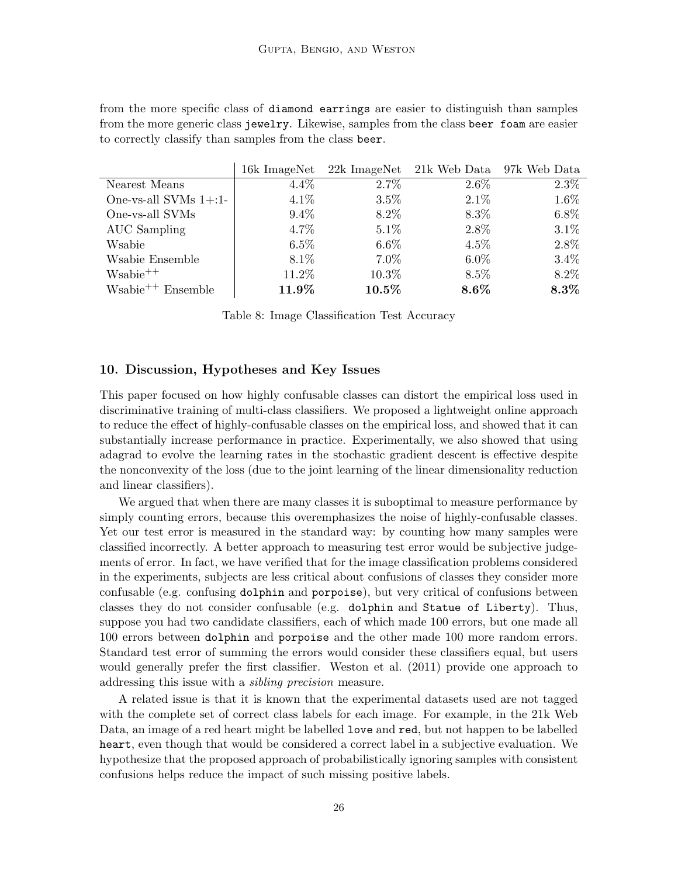from the more specific class of `diamond earrings` are easier to distinguish than samples from the more generic class `jewelry`. Likewise, samples from the class `beer foam` are easier to correctly classify than samples from the class `beer`.

| | 16k ImageNet | 22k ImageNet | 21k Web Data | 97k Web Data |
|---|---|---|---|---|
| Nearest Means | 4.4% | 2.7% | 2.6% | 2.3% |
| One-vs-all SVMs 1+:1- | 4.1% | 3.5% | 2.1% | 1.6% |
| One-vs-all SVMs | 9.4% | 8.2% | 8.3% | 6.8% |
| AUC Sampling | 4.7% | 5.1% | 2.8% | 3.1% |
| Wsabie | 6.5% | 6.6% | 4.5% | 2.8% |
| Wsabie Ensemble | 8.1% | 7.0% | 6.0% | 3.4% |
| Wsabie$^{++}$ | 11.2% | 10.3% | 8.5% | 8.2% |
| Wsabie$^{++}$ Ensemble | **11.9%** | **10.5%** | **8.6%** | **8.3%** |

Table 8: Image Classification Test Accuracy

## 10. Discussion, Hypotheses and Key Issues

This paper focused on how highly confusable classes can distort the empirical loss used in discriminative training of multi-class classifiers. We proposed a lightweight online approach to reduce the effect of highly-confusable classes on the empirical loss, and showed that it can substantially increase performance in practice. Experimentally, we also showed that using adagrad to evolve the learning rates in the stochastic gradient descent is effective despite the nonconvexity of the loss (due to the joint learning of the linear dimensionality reduction and linear classifiers).

We argued that when there are many classes it is suboptimal to measure performance by simply counting errors, because this overemphasizes the noise of highly-confusable classes. Yet our test error is measured in the standard way: by counting how many samples were classified incorrectly. A better approach to measuring test error would be subjective judgements of error. In fact, we have verified that for the image classification problems considered in the experiments, subjects are less critical about confusions of classes they consider more confusable (e.g. confusing `dolphin` and `porpoise`), but very critical of confusions between classes they do not consider confusable (e.g. `dolphin` and `Statue of Liberty`). Thus, suppose you had two candidate classifiers, each of which made 100 errors, but one made all 100 errors between `dolphin` and `porpoise` and the other made 100 more random errors. Standard test error of summing the errors would consider these classifiers equal, but users would generally prefer the first classifier. Weston et al. (2011) provide one approach to addressing this issue with a *sibling precision* measure.

A related issue is that it is known that the experimental datasets used are not tagged with the complete set of correct class labels for each image. For example, in the 21k Web Data, an image of a red heart might be labelled `love` and `red`, but not happen to be labelled `heart`, even though that would be considered a correct label in a subjective evaluation. We hypothesize that the proposed approach of probabilistically ignoring samples with consistent confusions helps reduce the impact of such missing positive labels.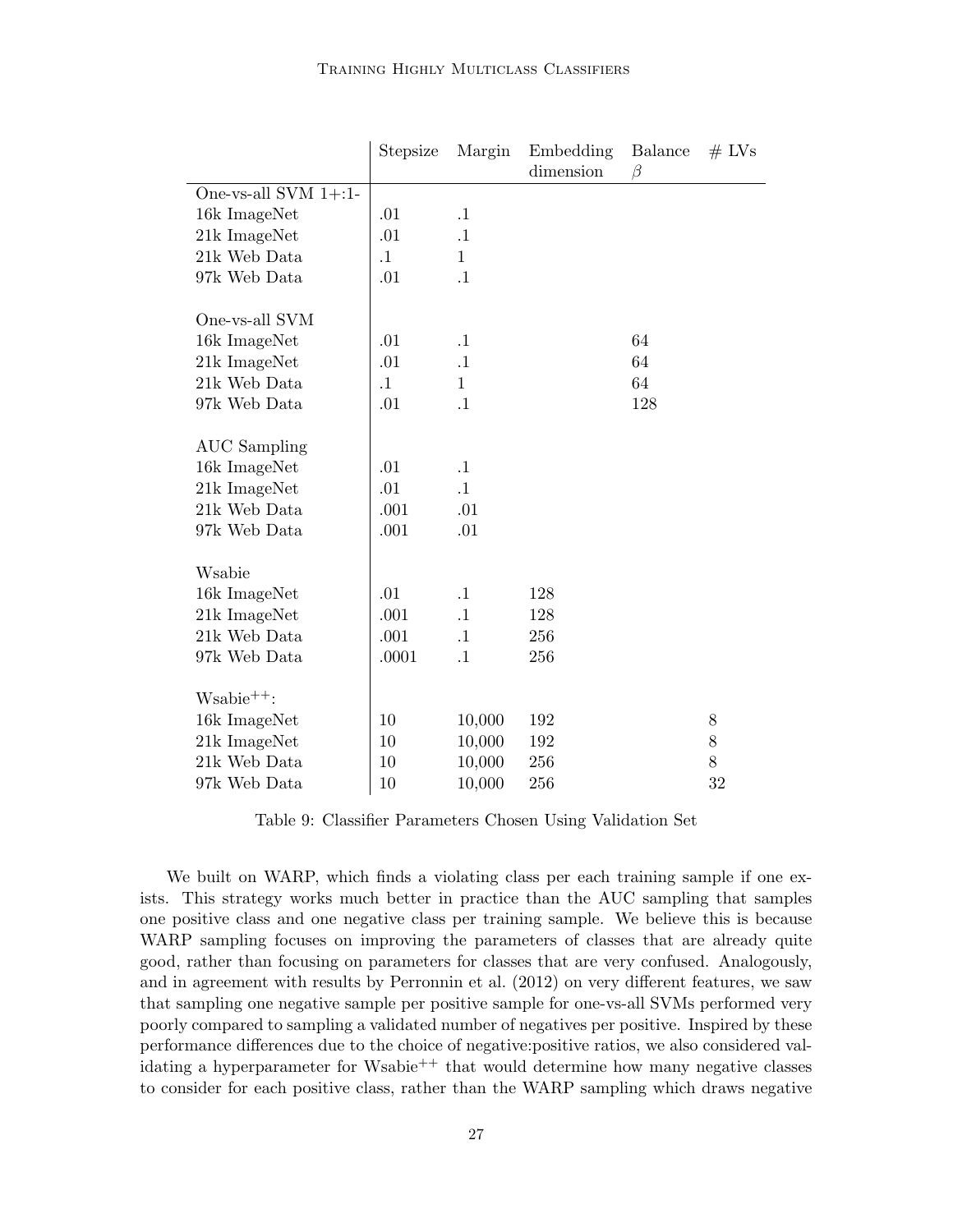| | Stepsize | Margin | Embedding dimension | Balance $\beta$ | # LVs |
|---|---|---|---|---|---|
| One-vs-all SVM 1+:1- | | | | | |
| 16k ImageNet | .01 | .1 | | | |
| 21k ImageNet | .01 | .1 | | | |
| 21k Web Data | .1 | 1 | | | |
| 97k Web Data | .01 | .1 | | | |
| | | | | | |
| One-vs-all SVM | | | | | |
| 16k ImageNet | .01 | .1 | | 64 | |
| 21k ImageNet | .01 | .1 | | 64 | |
| 21k Web Data | .1 | 1 | | 64 | |
| 97k Web Data | .01 | .1 | | 128 | |
| | | | | | |
| AUC Sampling | | | | | |
| 16k ImageNet | .01 | .1 | | | |
| 21k ImageNet | .01 | .1 | | | |
| 21k Web Data | .001 | .01 | | | |
| 97k Web Data | .001 | .01 | | | |
| | | | | | |
| Wsabie | | | | | |
| 16k ImageNet | .01 | .1 | 128 | | |
| 21k ImageNet | .001 | .1 | 128 | | |
| 21k Web Data | .001 | .1 | 256 | | |
| 97k Web Data | .0001 | .1 | 256 | | |
| | | | | | |
| Wsabie$^{++}$: | | | | | |
| 16k ImageNet | 10 | 10,000 | 192 | | 8 |
| 21k ImageNet | 10 | 10,000 | 192 | | 8 |
| 21k Web Data | 10 | 10,000 | 256 | | 8 |
| 97k Web Data | 10 | 10,000 | 256 | | 32 |

Table 9: Classifier Parameters Chosen Using Validation Set

We built on WARP, which finds a violating class per each training sample if one exists. This strategy works much better in practice than the AUC sampling that samples one positive class and one negative class per training sample. We believe this is because WARP sampling focuses on improving the parameters of classes that are already quite good, rather than focusing on parameters for classes that are very confused. Analogously, and in agreement with results by Perronnin et al. (2012) on very different features, we saw that sampling one negative sample per positive sample for one-vs-all SVMs performed very poorly compared to sampling a validated number of negatives per positive. Inspired by these performance differences due to the choice of negative:positive ratios, we also considered validating a hyperparameter for Wsabie$^{++}$ that would determine how many negative classes to consider for each positive class, rather than the WARP sampling which draws negative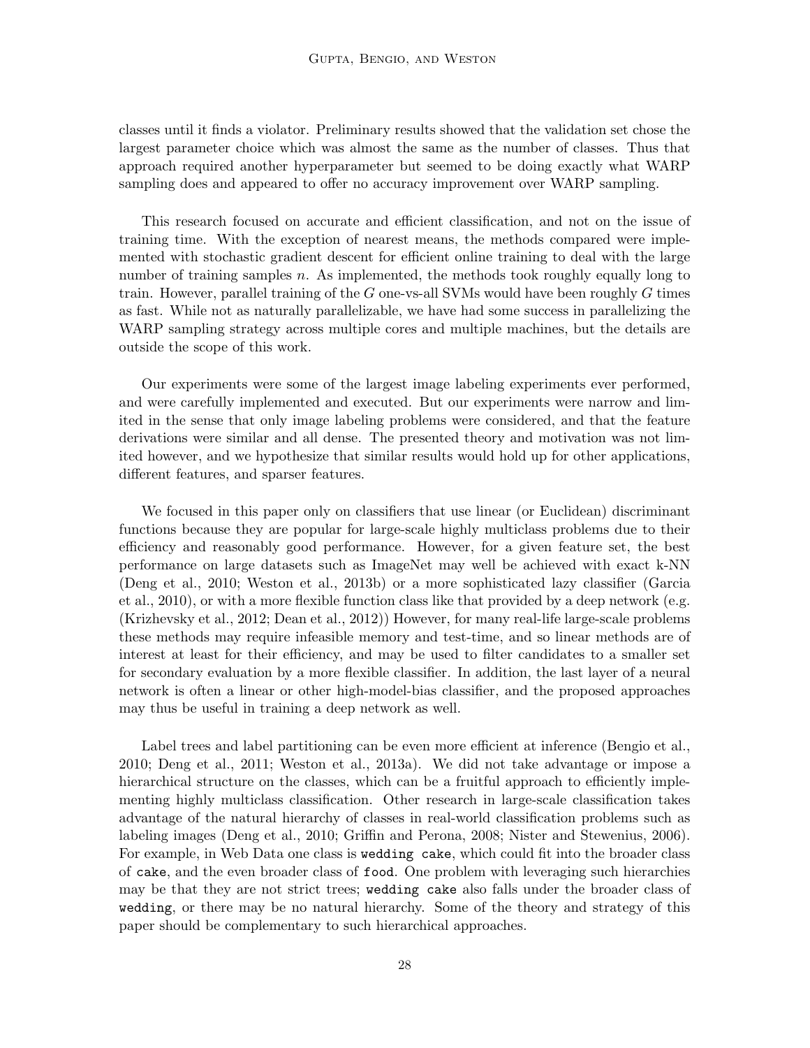classes until it finds a violator. Preliminary results showed that the validation set chose the largest parameter choice which was almost the same as the number of classes. Thus that approach required another hyperparameter but seemed to be doing exactly what WARP sampling does and appeared to offer no accuracy improvement over WARP sampling.

This research focused on accurate and efficient classification, and not on the issue of training time. With the exception of nearest means, the methods compared were implemented with stochastic gradient descent for efficient online training to deal with the large number of training samples $n$. As implemented, the methods took roughly equally long to train. However, parallel training of the $G$ one-vs-all SVMs would have been roughly $G$ times as fast. While not as naturally parallelizable, we have had some success in parallelizing the WARP sampling strategy across multiple cores and multiple machines, but the details are outside the scope of this work.

Our experiments were some of the largest image labeling experiments ever performed, and were carefully implemented and executed. But our experiments were narrow and limited in the sense that only image labeling problems were considered, and that the feature derivations were similar and all dense. The presented theory and motivation was not limited however, and we hypothesize that similar results would hold up for other applications, different features, and sparser features.

We focused in this paper only on classifiers that use linear (or Euclidean) discriminant functions because they are popular for large-scale highly multiclass problems due to their efficiency and reasonably good performance. However, for a given feature set, the best performance on large datasets such as ImageNet may well be achieved with exact k-NN (Deng et al., 2010; Weston et al., 2013b) or a more sophisticated lazy classifier (Garcia et al., 2010), or with a more flexible function class like that provided by a deep network (e.g. (Krizhevsky et al., 2012; Dean et al., 2012)) However, for many real-life large-scale problems these methods may require infeasible memory and test-time, and so linear methods are of interest at least for their efficiency, and may be used to filter candidates to a smaller set for secondary evaluation by a more flexible classifier. In addition, the last layer of a neural network is often a linear or other high-model-bias classifier, and the proposed approaches may thus be useful in training a deep network as well.

Label trees and label partitioning can be even more efficient at inference (Bengio et al., 2010; Deng et al., 2011; Weston et al., 2013a). We did not take advantage or impose a hierarchical structure on the classes, which can be a fruitful approach to efficiently implementing highly multiclass classification. Other research in large-scale classification takes advantage of the natural hierarchy of classes in real-world classification problems such as labeling images (Deng et al., 2010; Griffin and Perona, 2008; Nister and Stewenius, 2006). For example, in Web Data one class is `wedding cake`, which could fit into the broader class of `cake`, and the even broader class of `food`. One problem with leveraging such hierarchies may be that they are not strict trees; `wedding cake` also falls under the broader class of `wedding`, or there may be no natural hierarchy. Some of the theory and strategy of this paper should be complementary to such hierarchical approaches.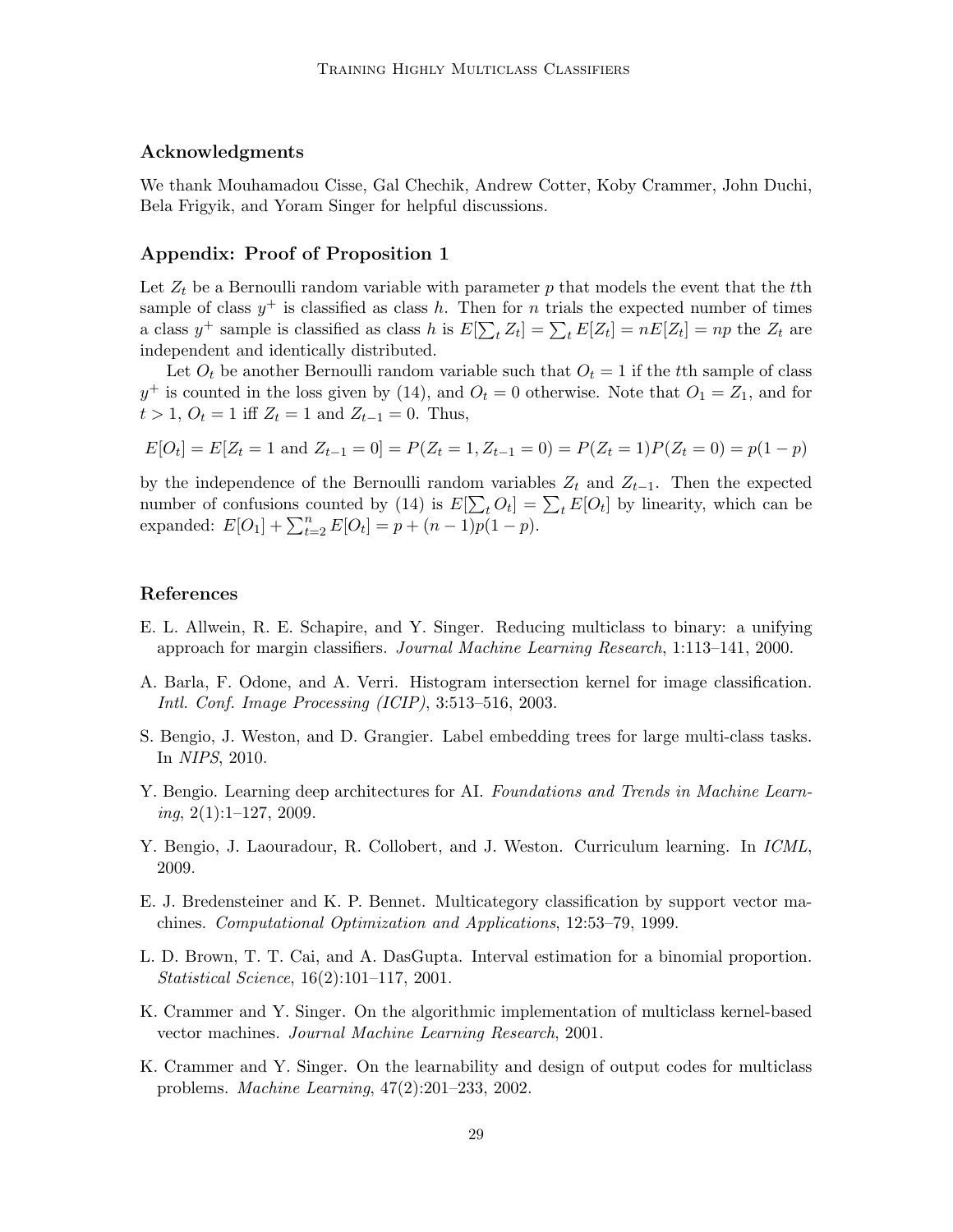### Acknowledgments

We thank Mouhamadou Cisse, Gal Chechik, Andrew Cotter, Koby Crammer, John Duchi, Bela Frigyik, and Yoram Singer for helpful discussions.

### Appendix: Proof of Proposition 1

Let $Z_t$ be a Bernoulli random variable with parameter $p$ that models the event that the $t$th sample of class $y^+$ is classified as class $h$. Then for $n$ trials the expected number of times a class $y^+$ sample is classified as class $h$ is $E[\sum_t Z_t] = \sum_t E[Z_t] = nE[Z_t] = np$ the $Z_t$ are independent and identically distributed.

Let $O_t$ be another Bernoulli random variable such that $O_t = 1$ if the $t$th sample of class $y^+$ is counted in the loss given by (14), and $O_t = 0$ otherwise. Note that $O_1 = Z_1$, and for $t > 1$, $O_t = 1$ iff $Z_t = 1$ and $Z_{t-1} = 0$. Thus,

$$E[O_t] = E[Z_t = 1 \text{ and } Z_{t-1} = 0] = P(Z_t = 1, Z_{t-1} = 0) = P(Z_t = 1)P(Z_t = 0) = p(1 - p)$$

by the independence of the Bernoulli random variables $Z_t$ and $Z_{t-1}$. Then the expected number of confusions counted by (14) is $E[\sum_t O_t] = \sum_t E[O_t]$ by linearity, which can be expanded: $E[O_1] + \sum_{t=2}^{n} E[O_t] = p + (n - 1)p(1 - p)$.

### References

E. L. Allwein, R. E. Schapire, and Y. Singer. Reducing multiclass to binary: a unifying approach for margin classifiers. *Journal Machine Learning Research*, 1:113–141, 2000.

A. Barla, F. Odone, and A. Verri. Histogram intersection kernel for image classification. *Intl. Conf. Image Processing (ICIP)*, 3:513–516, 2003.

S. Bengio, J. Weston, and D. Grangier. Label embedding trees for large multi-class tasks. In *NIPS*, 2010.

Y. Bengio. Learning deep architectures for AI. *Foundations and Trends in Machine Learning*, 2(1):1–127, 2009.

Y. Bengio, J. Laouradour, R. Collobert, and J. Weston. Curriculum learning. In *ICML*, 2009.

E. J. Bredensteiner and K. P. Bennet. Multicategory classification by support vector machines. *Computational Optimization and Applications*, 12:53–79, 1999.

L. D. Brown, T. T. Cai, and A. DasGupta. Interval estimation for a binomial proportion. *Statistical Science*, 16(2):101–117, 2001.

K. Crammer and Y. Singer. On the algorithmic implementation of multiclass kernel-based vector machines. *Journal Machine Learning Research*, 2001.

K. Crammer and Y. Singer. On the learnability and design of output codes for multiclass problems. *Machine Learning*, 47(2):201–233, 2002.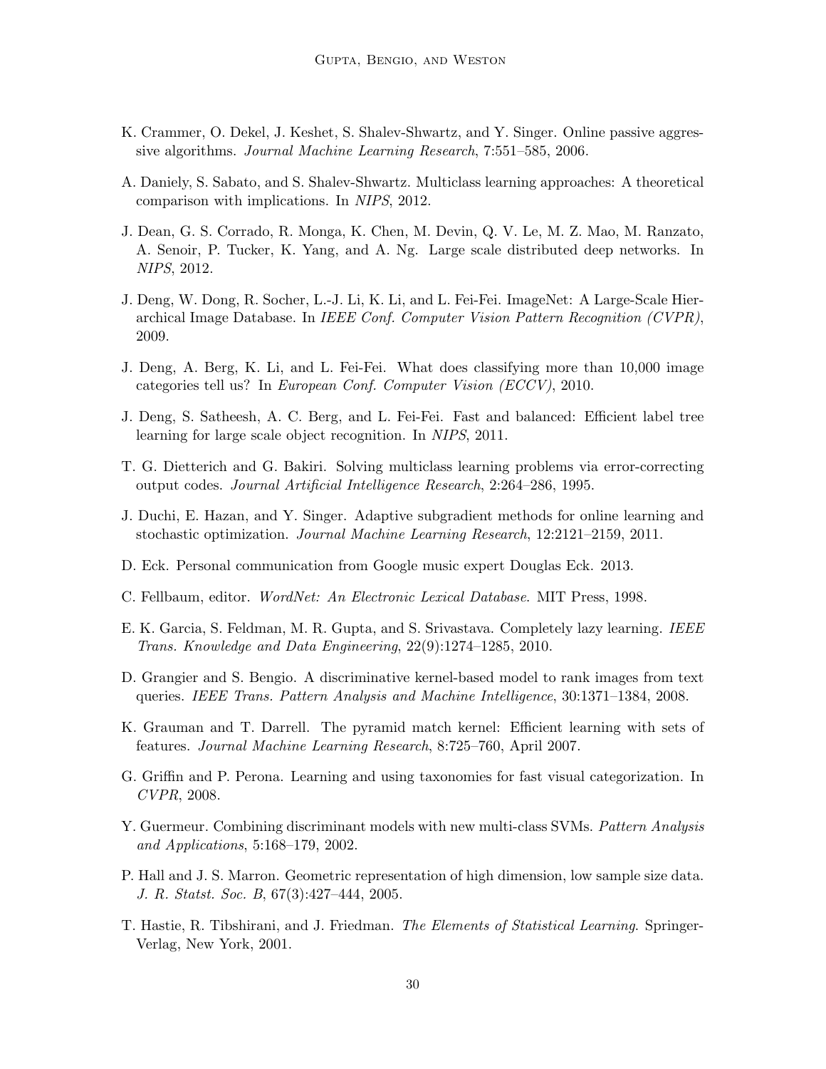K. Crammer, O. Dekel, J. Keshet, S. Shalev-Shwartz, and Y. Singer. Online passive aggressive algorithms. *Journal Machine Learning Research*, 7:551–585, 2006.

A. Daniely, S. Sabato, and S. Shalev-Shwartz. Multiclass learning approaches: A theoretical comparison with implications. In *NIPS*, 2012.

J. Dean, G. S. Corrado, R. Monga, K. Chen, M. Devin, Q. V. Le, M. Z. Mao, M. Ranzato, A. Senoir, P. Tucker, K. Yang, and A. Ng. Large scale distributed deep networks. In *NIPS*, 2012.

J. Deng, W. Dong, R. Socher, L.-J. Li, K. Li, and L. Fei-Fei. ImageNet: A Large-Scale Hierarchical Image Database. In *IEEE Conf. Computer Vision Pattern Recognition (CVPR)*, 2009.

J. Deng, A. Berg, K. Li, and L. Fei-Fei. What does classifying more than 10,000 image categories tell us? In *European Conf. Computer Vision (ECCV)*, 2010.

J. Deng, S. Satheesh, A. C. Berg, and L. Fei-Fei. Fast and balanced: Efficient label tree learning for large scale object recognition. In *NIPS*, 2011.

T. G. Dietterich and G. Bakiri. Solving multiclass learning problems via error-correcting output codes. *Journal Artificial Intelligence Research*, 2:264–286, 1995.

J. Duchi, E. Hazan, and Y. Singer. Adaptive subgradient methods for online learning and stochastic optimization. *Journal Machine Learning Research*, 12:2121–2159, 2011.

D. Eck. Personal communication from Google music expert Douglas Eck. 2013.

C. Fellbaum, editor. *WordNet: An Electronic Lexical Database*. MIT Press, 1998.

E. K. Garcia, S. Feldman, M. R. Gupta, and S. Srivastava. Completely lazy learning. *IEEE Trans. Knowledge and Data Engineering*, 22(9):1274–1285, 2010.

D. Grangier and S. Bengio. A discriminative kernel-based model to rank images from text queries. *IEEE Trans. Pattern Analysis and Machine Intelligence*, 30:1371–1384, 2008.

K. Grauman and T. Darrell. The pyramid match kernel: Efficient learning with sets of features. *Journal Machine Learning Research*, 8:725–760, April 2007.

G. Griffin and P. Perona. Learning and using taxonomies for fast visual categorization. In *CVPR*, 2008.

Y. Guermeur. Combining discriminant models with new multi-class SVMs. *Pattern Analysis and Applications*, 5:168–179, 2002.

P. Hall and J. S. Marron. Geometric representation of high dimension, low sample size data. *J. R. Statst. Soc. B*, 67(3):427–444, 2005.

T. Hastie, R. Tibshirani, and J. Friedman. *The Elements of Statistical Learning*. Springer-Verlag, New York, 2001.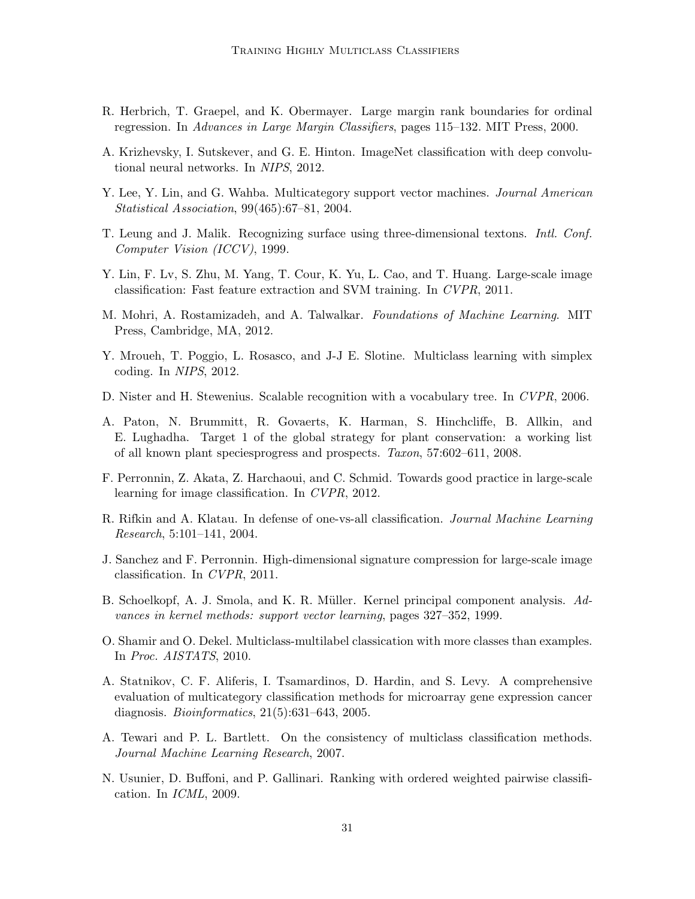R. Herbrich, T. Graepel, and K. Obermayer. Large margin rank boundaries for ordinal regression. In *Advances in Large Margin Classifiers*, pages 115–132. MIT Press, 2000.

A. Krizhevsky, I. Sutskever, and G. E. Hinton. ImageNet classification with deep convolutional neural networks. In *NIPS*, 2012.

Y. Lee, Y. Lin, and G. Wahba. Multicategory support vector machines. *Journal American Statistical Association*, 99(465):67–81, 2004.

T. Leung and J. Malik. Recognizing surface using three-dimensional textons. *Intl. Conf. Computer Vision (ICCV)*, 1999.

Y. Lin, F. Lv, S. Zhu, M. Yang, T. Cour, K. Yu, L. Cao, and T. Huang. Large-scale image classification: Fast feature extraction and SVM training. In *CVPR*, 2011.

M. Mohri, A. Rostamizadeh, and A. Talwalkar. *Foundations of Machine Learning*. MIT Press, Cambridge, MA, 2012.

Y. Mroueh, T. Poggio, L. Rosasco, and J-J E. Slotine. Multiclass learning with simplex coding. In *NIPS*, 2012.

D. Nister and H. Stewenius. Scalable recognition with a vocabulary tree. In *CVPR*, 2006.

A. Paton, N. Brummitt, R. Govaerts, K. Harman, S. Hinchcliffe, B. Allkin, and E. Lughadha. Target 1 of the global strategy for plant conservation: a working list of all known plant speciesprogress and prospects. *Taxon*, 57:602–611, 2008.

F. Perronnin, Z. Akata, Z. Harchaoui, and C. Schmid. Towards good practice in large-scale learning for image classification. In *CVPR*, 2012.

R. Rifkin and A. Klatau. In defense of one-vs-all classification. *Journal Machine Learning Research*, 5:101–141, 2004.

J. Sanchez and F. Perronnin. High-dimensional signature compression for large-scale image classification. In *CVPR*, 2011.

B. Schoelkopf, A. J. Smola, and K. R. Müller. Kernel principal component analysis. *Advances in kernel methods: support vector learning*, pages 327–352, 1999.

O. Shamir and O. Dekel. Multiclass-multilabel classication with more classes than examples. In *Proc. AISTATS*, 2010.

A. Statnikov, C. F. Aliferis, I. Tsamardinos, D. Hardin, and S. Levy. A comprehensive evaluation of multicategory classification methods for microarray gene expression cancer diagnosis. *Bioinformatics*, 21(5):631–643, 2005.

A. Tewari and P. L. Bartlett. On the consistency of multiclass classification methods. *Journal Machine Learning Research*, 2007.

N. Usunier, D. Buffoni, and P. Gallinari. Ranking with ordered weighted pairwise classification. In *ICML*, 2009.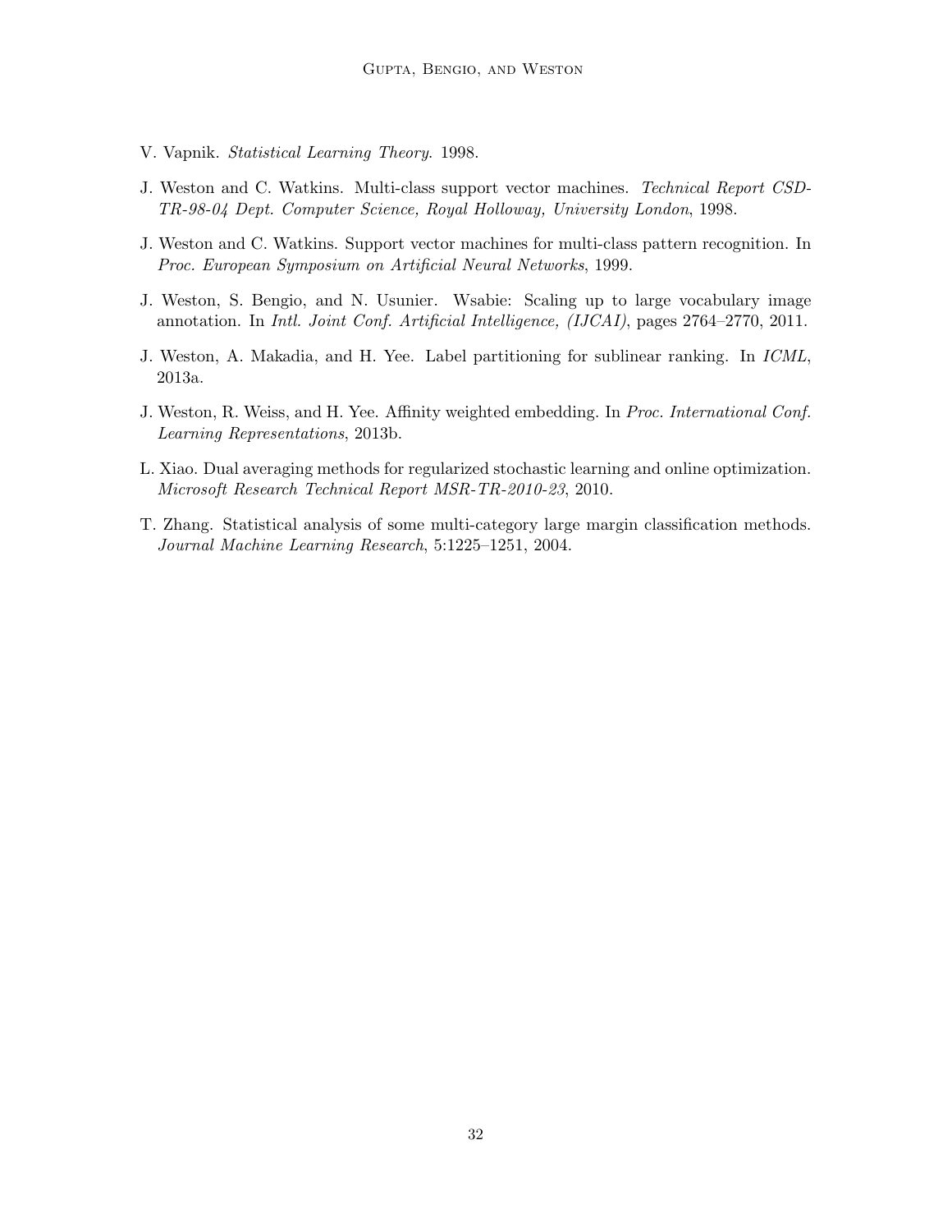V. Vapnik. *Statistical Learning Theory*. 1998.

J. Weston and C. Watkins. Multi-class support vector machines. *Technical Report CSD-TR-98-04 Dept. Computer Science, Royal Holloway, University London*, 1998.

J. Weston and C. Watkins. Support vector machines for multi-class pattern recognition. In *Proc. European Symposium on Artificial Neural Networks*, 1999.

J. Weston, S. Bengio, and N. Usunier. Wsabie: Scaling up to large vocabulary image annotation. In *Intl. Joint Conf. Artificial Intelligence, (IJCAI)*, pages 2764–2770, 2011.

J. Weston, A. Makadia, and H. Yee. Label partitioning for sublinear ranking. In *ICML*, 2013a.

J. Weston, R. Weiss, and H. Yee. Affinity weighted embedding. In *Proc. International Conf. Learning Representations*, 2013b.

L. Xiao. Dual averaging methods for regularized stochastic learning and online optimization. *Microsoft Research Technical Report MSR-TR-2010-23*, 2010.

T. Zhang. Statistical analysis of some multi-category large margin classification methods. *Journal Machine Learning Research*, 5:1225–1251, 2004.